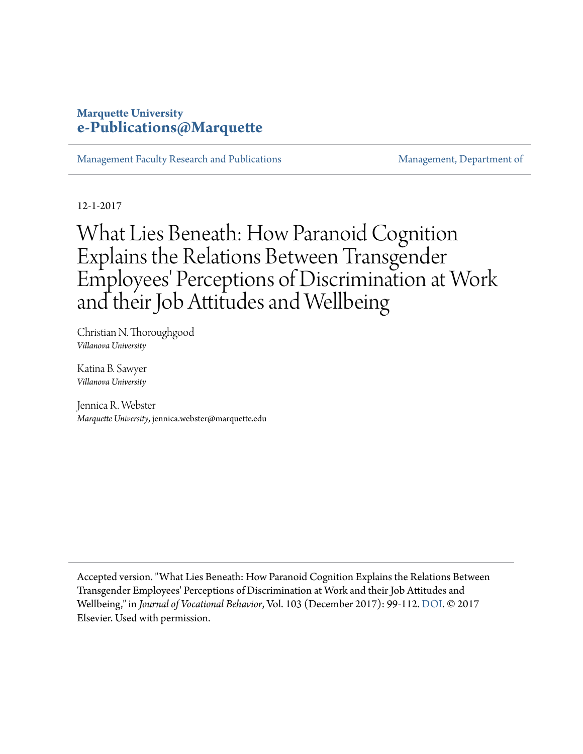**Marquette University**
**e-Publications@Marquette**

Management Faculty Research and Publications | Management, Department of

12-1-2017

# What Lies Beneath: How Paranoid Cognition Explains the Relations Between Transgender Employees' Perceptions of Discrimination at Work and their Job Attitudes and Wellbeing

Christian N. Thoroughgood
*Villanova University*

Katina B. Sawyer
*Villanova University*

Jennica R. Webster
*Marquette University*, jennica.webster@marquette.edu

---

Accepted version. "What Lies Beneath: How Paranoid Cognition Explains the Relations Between Transgender Employees' Perceptions of Discrimination at Work and their Job Attitudes and Wellbeing," in *Journal of Vocational Behavior*, Vol. 103 (December 2017): 99-112. DOI. © 2017 Elsevier. Used with permission.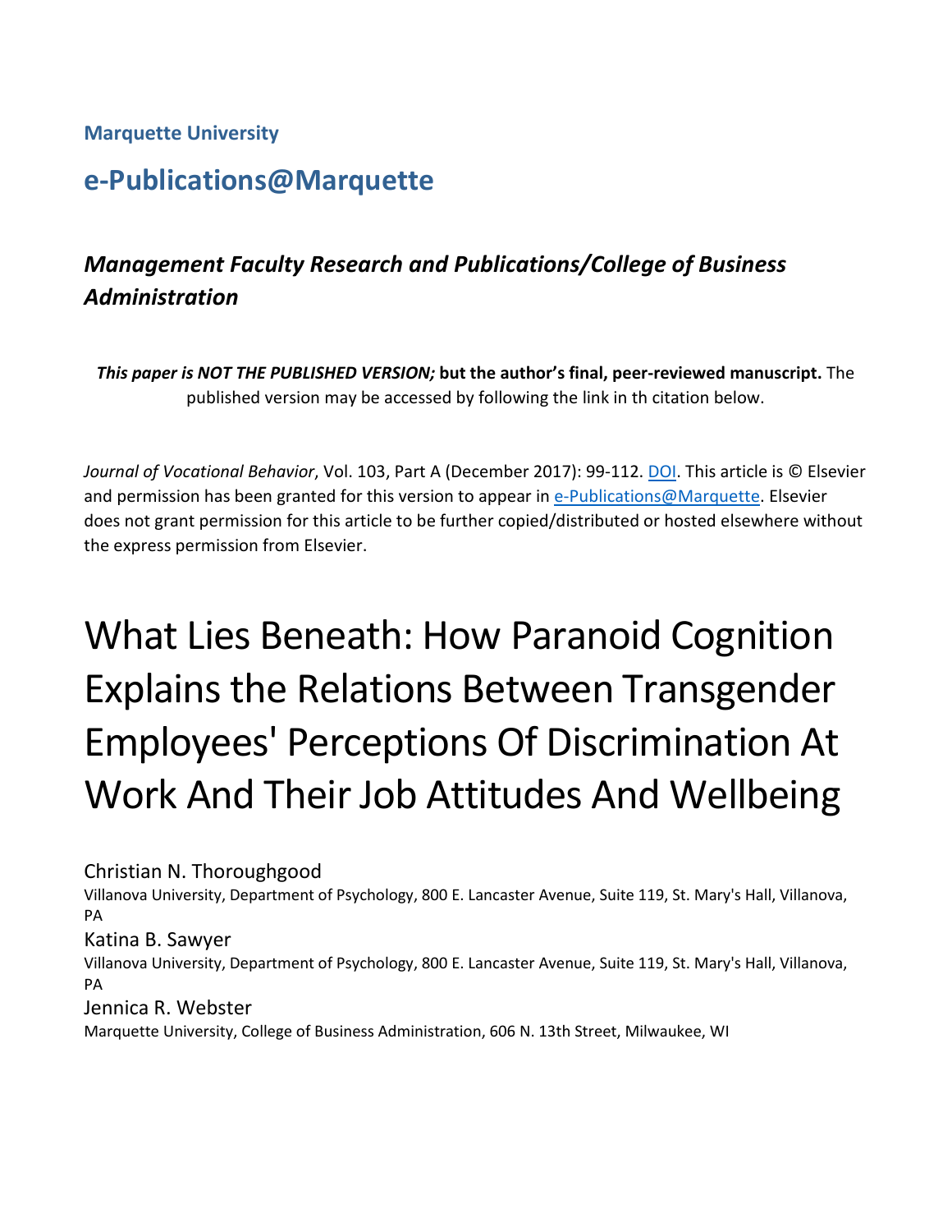**Marquette University**

# e-Publications@Marquette

### *Management Faculty Research and Publications/College of Business Administration*

***This paper is NOT THE PUBLISHED VERSION;* but the author's final, peer-reviewed manuscript.** The published version may be accessed by following the link in th citation below.

*Journal of Vocational Behavior*, Vol. 103, Part A (December 2017): 99-112. DOI. This article is © Elsevier and permission has been granted for this version to appear in e-Publications@Marquette. Elsevier does not grant permission for this article to be further copied/distributed or hosted elsewhere without the express permission from Elsevier.

# What Lies Beneath: How Paranoid Cognition Explains the Relations Between Transgender Employees' Perceptions Of Discrimination At Work And Their Job Attitudes And Wellbeing

Christian N. Thoroughgood
Villanova University, Department of Psychology, 800 E. Lancaster Avenue, Suite 119, St. Mary's Hall, Villanova, PA

Katina B. Sawyer
Villanova University, Department of Psychology, 800 E. Lancaster Avenue, Suite 119, St. Mary's Hall, Villanova, PA

Jennica R. Webster
Marquette University, College of Business Administration, 606 N. 13th Street, Milwaukee, WI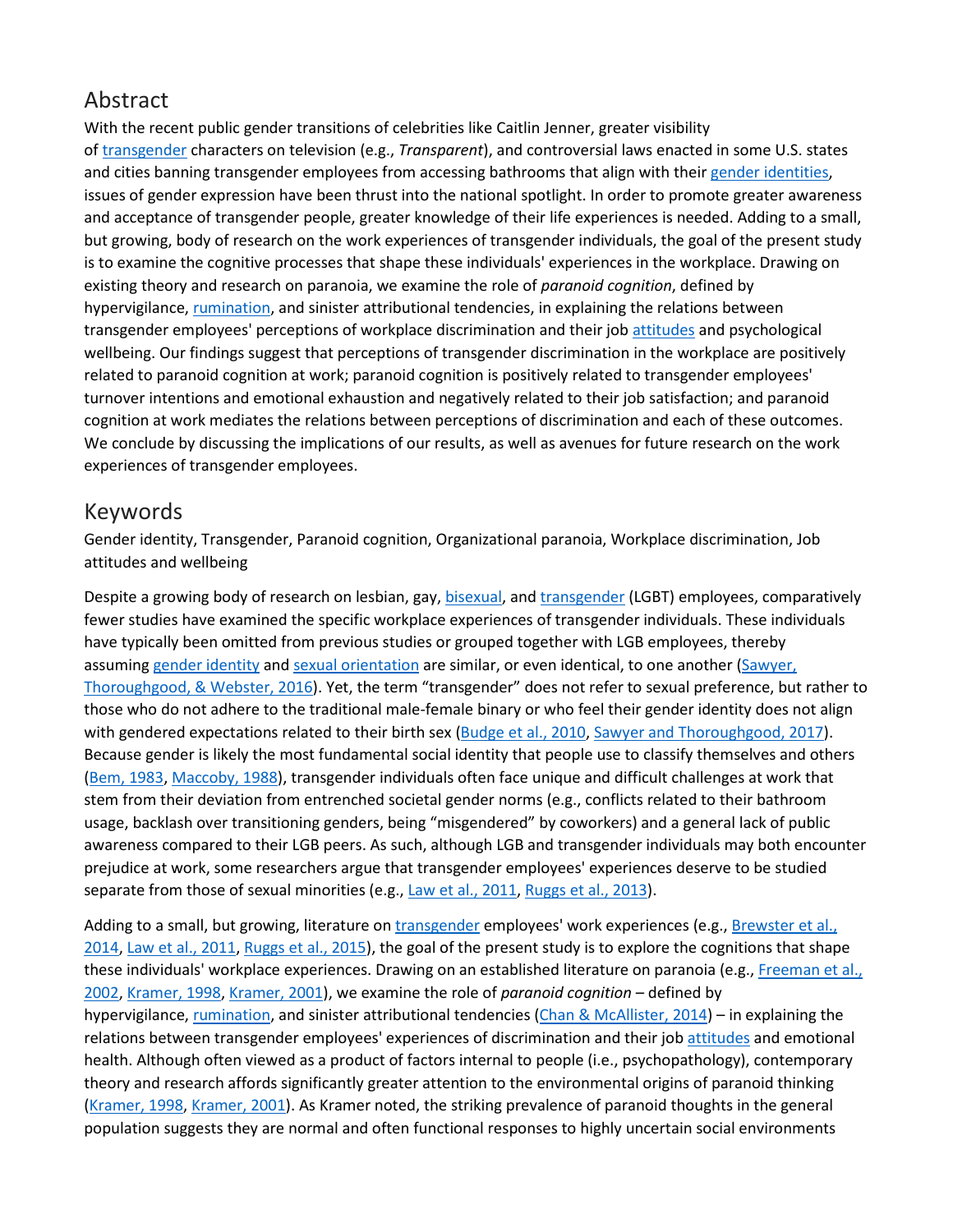## Abstract

With the recent public gender transitions of celebrities like Caitlin Jenner, greater visibility of transgender characters on television (e.g., *Transparent*), and controversial laws enacted in some U.S. states and cities banning transgender employees from accessing bathrooms that align with their gender identities, issues of gender expression have been thrust into the national spotlight. In order to promote greater awareness and acceptance of transgender people, greater knowledge of their life experiences is needed. Adding to a small, but growing, body of research on the work experiences of transgender individuals, the goal of the present study is to examine the cognitive processes that shape these individuals' experiences in the workplace. Drawing on existing theory and research on paranoia, we examine the role of *paranoid cognition*, defined by hypervigilance, rumination, and sinister attributional tendencies, in explaining the relations between transgender employees' perceptions of workplace discrimination and their job attitudes and psychological wellbeing. Our findings suggest that perceptions of transgender discrimination in the workplace are positively related to paranoid cognition at work; paranoid cognition is positively related to transgender employees' turnover intentions and emotional exhaustion and negatively related to their job satisfaction; and paranoid cognition at work mediates the relations between perceptions of discrimination and each of these outcomes. We conclude by discussing the implications of our results, as well as avenues for future research on the work experiences of transgender employees.

## Keywords

Gender identity, Transgender, Paranoid cognition, Organizational paranoia, Workplace discrimination, Job attitudes and wellbeing

Despite a growing body of research on lesbian, gay, bisexual, and transgender (LGBT) employees, comparatively fewer studies have examined the specific workplace experiences of transgender individuals. These individuals have typically been omitted from previous studies or grouped together with LGB employees, thereby assuming gender identity and sexual orientation are similar, or even identical, to one another (Sawyer, Thoroughgood, & Webster, 2016). Yet, the term "transgender" does not refer to sexual preference, but rather to those who do not adhere to the traditional male-female binary or who feel their gender identity does not align with gendered expectations related to their birth sex (Budge et al., 2010, Sawyer and Thoroughgood, 2017). Because gender is likely the most fundamental social identity that people use to classify themselves and others (Bem, 1983, Maccoby, 1988), transgender individuals often face unique and difficult challenges at work that stem from their deviation from entrenched societal gender norms (e.g., conflicts related to their bathroom usage, backlash over transitioning genders, being "misgendered" by coworkers) and a general lack of public awareness compared to their LGB peers. As such, although LGB and transgender individuals may both encounter prejudice at work, some researchers argue that transgender employees' experiences deserve to be studied separate from those of sexual minorities (e.g., Law et al., 2011, Ruggs et al., 2013).

Adding to a small, but growing, literature on transgender employees' work experiences (e.g., Brewster et al., 2014, Law et al., 2011, Ruggs et al., 2015), the goal of the present study is to explore the cognitions that shape these individuals' workplace experiences. Drawing on an established literature on paranoia (e.g., Freeman et al., 2002, Kramer, 1998, Kramer, 2001), we examine the role of *paranoid cognition* – defined by hypervigilance, rumination, and sinister attributional tendencies (Chan & McAllister, 2014) – in explaining the relations between transgender employees' experiences of discrimination and their job attitudes and emotional health. Although often viewed as a product of factors internal to people (i.e., psychopathology), contemporary theory and research affords significantly greater attention to the environmental origins of paranoid thinking (Kramer, 1998, Kramer, 2001). As Kramer noted, the striking prevalence of paranoid thoughts in the general population suggests they are normal and often functional responses to highly uncertain social environments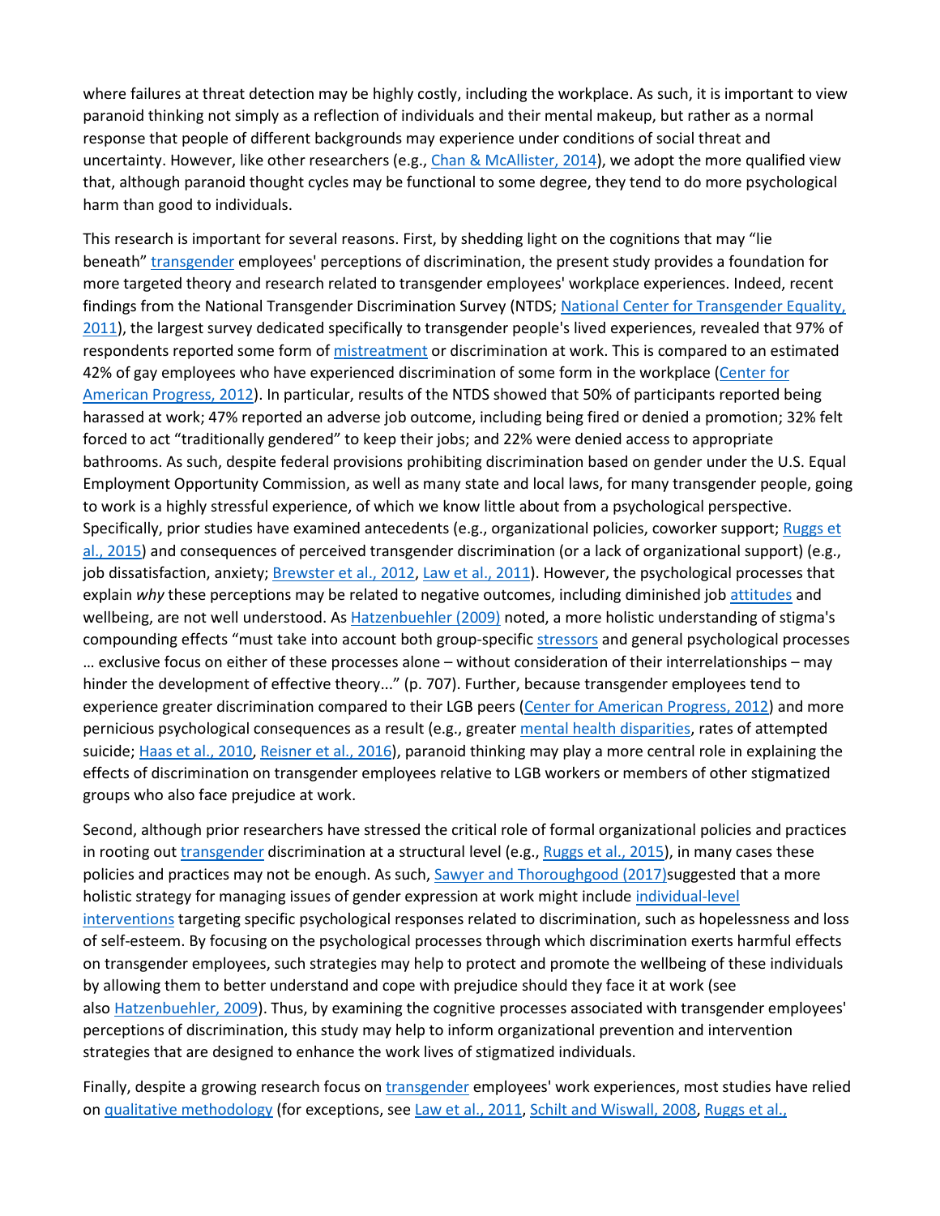where failures at threat detection may be highly costly, including the workplace. As such, it is important to view paranoid thinking not simply as a reflection of individuals and their mental makeup, but rather as a normal response that people of different backgrounds may experience under conditions of social threat and uncertainty. However, like other researchers (e.g., Chan & McAllister, 2014), we adopt the more qualified view that, although paranoid thought cycles may be functional to some degree, they tend to do more psychological harm than good to individuals.

This research is important for several reasons. First, by shedding light on the cognitions that may "lie beneath" transgender employees' perceptions of discrimination, the present study provides a foundation for more targeted theory and research related to transgender employees' workplace experiences. Indeed, recent findings from the National Transgender Discrimination Survey (NTDS; National Center for Transgender Equality, 2011), the largest survey dedicated specifically to transgender people's lived experiences, revealed that 97% of respondents reported some form of mistreatment or discrimination at work. This is compared to an estimated 42% of gay employees who have experienced discrimination of some form in the workplace (Center for American Progress, 2012). In particular, results of the NTDS showed that 50% of participants reported being harassed at work; 47% reported an adverse job outcome, including being fired or denied a promotion; 32% felt forced to act "traditionally gendered" to keep their jobs; and 22% were denied access to appropriate bathrooms. As such, despite federal provisions prohibiting discrimination based on gender under the U.S. Equal Employment Opportunity Commission, as well as many state and local laws, for many transgender people, going to work is a highly stressful experience, of which we know little about from a psychological perspective. Specifically, prior studies have examined antecedents (e.g., organizational policies, coworker support; Ruggs et al., 2015) and consequences of perceived transgender discrimination (or a lack of organizational support) (e.g., job dissatisfaction, anxiety; Brewster et al., 2012, Law et al., 2011). However, the psychological processes that explain *why* these perceptions may be related to negative outcomes, including diminished job attitudes and wellbeing, are not well understood. As Hatzenbuehler (2009) noted, a more holistic understanding of stigma's compounding effects "must take into account both group-specific stressors and general psychological processes … exclusive focus on either of these processes alone – without consideration of their interrelationships – may hinder the development of effective theory..." (p. 707). Further, because transgender employees tend to experience greater discrimination compared to their LGB peers (Center for American Progress, 2012) and more pernicious psychological consequences as a result (e.g., greater mental health disparities, rates of attempted suicide; Haas et al., 2010, Reisner et al., 2016), paranoid thinking may play a more central role in explaining the effects of discrimination on transgender employees relative to LGB workers or members of other stigmatized groups who also face prejudice at work.

Second, although prior researchers have stressed the critical role of formal organizational policies and practices in rooting out transgender discrimination at a structural level (e.g., Ruggs et al., 2015), in many cases these policies and practices may not be enough. As such, Sawyer and Thoroughgood (2017)suggested that a more holistic strategy for managing issues of gender expression at work might include individual-level interventions targeting specific psychological responses related to discrimination, such as hopelessness and loss of self-esteem. By focusing on the psychological processes through which discrimination exerts harmful effects on transgender employees, such strategies may help to protect and promote the wellbeing of these individuals by allowing them to better understand and cope with prejudice should they face it at work (see also Hatzenbuehler, 2009). Thus, by examining the cognitive processes associated with transgender employees' perceptions of discrimination, this study may help to inform organizational prevention and intervention strategies that are designed to enhance the work lives of stigmatized individuals.

Finally, despite a growing research focus on transgender employees' work experiences, most studies have relied on qualitative methodology (for exceptions, see Law et al., 2011, Schilt and Wiswall, 2008, Ruggs et al.,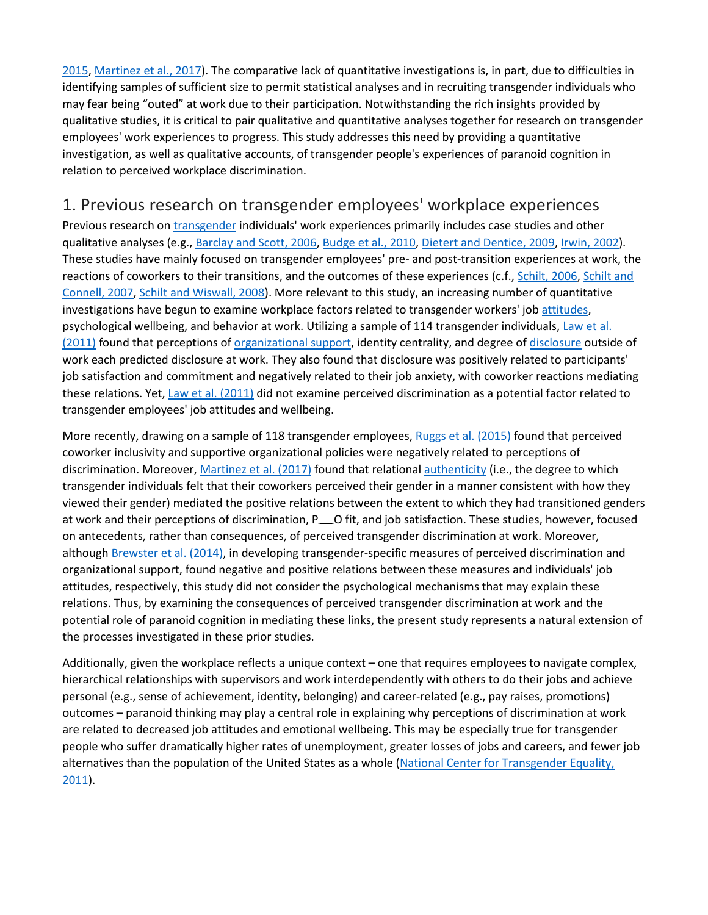2015, Martinez et al., 2017). The comparative lack of quantitative investigations is, in part, due to difficulties in identifying samples of sufficient size to permit statistical analyses and in recruiting transgender individuals who may fear being "outed" at work due to their participation. Notwithstanding the rich insights provided by qualitative studies, it is critical to pair qualitative and quantitative analyses together for research on transgender employees' work experiences to progress. This study addresses this need by providing a quantitative investigation, as well as qualitative accounts, of transgender people's experiences of paranoid cognition in relation to perceived workplace discrimination.

# 1. Previous research on transgender employees' workplace experiences

Previous research on transgender individuals' work experiences primarily includes case studies and other qualitative analyses (e.g., Barclay and Scott, 2006, Budge et al., 2010, Dietert and Dentice, 2009, Irwin, 2002). These studies have mainly focused on transgender employees' pre- and post-transition experiences at work, the reactions of coworkers to their transitions, and the outcomes of these experiences (c.f., Schilt, 2006, Schilt and Connell, 2007, Schilt and Wiswall, 2008). More relevant to this study, an increasing number of quantitative investigations have begun to examine workplace factors related to transgender workers' job attitudes, psychological wellbeing, and behavior at work. Utilizing a sample of 114 transgender individuals, Law et al. (2011) found that perceptions of organizational support, identity centrality, and degree of disclosure outside of work each predicted disclosure at work. They also found that disclosure was positively related to participants' job satisfaction and commitment and negatively related to their job anxiety, with coworker reactions mediating these relations. Yet, Law et al. (2011) did not examine perceived discrimination as a potential factor related to transgender employees' job attitudes and wellbeing.

More recently, drawing on a sample of 118 transgender employees, Ruggs et al. (2015) found that perceived coworker inclusivity and supportive organizational policies were negatively related to perceptions of discrimination. Moreover, Martinez et al. (2017) found that relational authenticity (i.e., the degree to which transgender individuals felt that their coworkers perceived their gender in a manner consistent with how they viewed their gender) mediated the positive relations between the extent to which they had transitioned genders at work and their perceptions of discrimination, P—O fit, and job satisfaction. These studies, however, focused on antecedents, rather than consequences, of perceived transgender discrimination at work. Moreover, although Brewster et al. (2014), in developing transgender-specific measures of perceived discrimination and organizational support, found negative and positive relations between these measures and individuals' job attitudes, respectively, this study did not consider the psychological mechanisms that may explain these relations. Thus, by examining the consequences of perceived transgender discrimination at work and the potential role of paranoid cognition in mediating these links, the present study represents a natural extension of the processes investigated in these prior studies.

Additionally, given the workplace reflects a unique context – one that requires employees to navigate complex, hierarchical relationships with supervisors and work interdependently with others to do their jobs and achieve personal (e.g., sense of achievement, identity, belonging) and career-related (e.g., pay raises, promotions) outcomes – paranoid thinking may play a central role in explaining why perceptions of discrimination at work are related to decreased job attitudes and emotional wellbeing. This may be especially true for transgender people who suffer dramatically higher rates of unemployment, greater losses of jobs and careers, and fewer job alternatives than the population of the United States as a whole (National Center for Transgender Equality, 2011).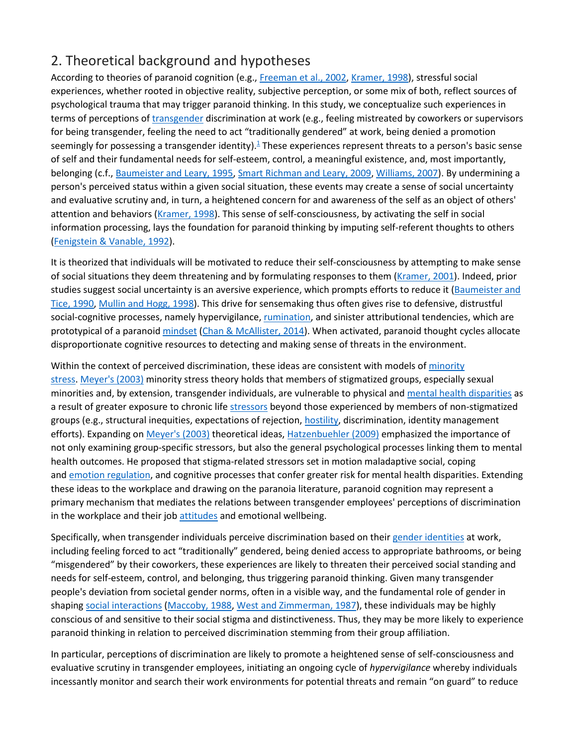## 2. Theoretical background and hypotheses

According to theories of paranoid cognition (e.g., Freeman et al., 2002, Kramer, 1998), stressful social experiences, whether rooted in objective reality, subjective perception, or some mix of both, reflect sources of psychological trauma that may trigger paranoid thinking. In this study, we conceptualize such experiences in terms of perceptions of transgender discrimination at work (e.g., feeling mistreated by coworkers or supervisors for being transgender, feeling the need to act "traditionally gendered" at work, being denied a promotion seemingly for possessing a transgender identity).[1] These experiences represent threats to a person's basic sense of self and their fundamental needs for self-esteem, control, a meaningful existence, and, most importantly, belonging (c.f., Baumeister and Leary, 1995, Smart Richman and Leary, 2009, Williams, 2007). By undermining a person's perceived status within a given social situation, these events may create a sense of social uncertainty and evaluative scrutiny and, in turn, a heightened concern for and awareness of the self as an object of others' attention and behaviors (Kramer, 1998). This sense of self-consciousness, by activating the self in social information processing, lays the foundation for paranoid thinking by imputing self-referent thoughts to others (Fenigstein & Vanable, 1992).

It is theorized that individuals will be motivated to reduce their self-consciousness by attempting to make sense of social situations they deem threatening and by formulating responses to them (Kramer, 2001). Indeed, prior studies suggest social uncertainty is an aversive experience, which prompts efforts to reduce it (Baumeister and Tice, 1990, Mullin and Hogg, 1998). This drive for sensemaking thus often gives rise to defensive, distrustful social-cognitive processes, namely hypervigilance, rumination, and sinister attributional tendencies, which are prototypical of a paranoid mindset (Chan & McAllister, 2014). When activated, paranoid thought cycles allocate disproportionate cognitive resources to detecting and making sense of threats in the environment.

Within the context of perceived discrimination, these ideas are consistent with models of minority stress. Meyer's (2003) minority stress theory holds that members of stigmatized groups, especially sexual minorities and, by extension, transgender individuals, are vulnerable to physical and mental health disparities as a result of greater exposure to chronic life stressors beyond those experienced by members of non-stigmatized groups (e.g., structural inequities, expectations of rejection, hostility, discrimination, identity management efforts). Expanding on Meyer's (2003) theoretical ideas, Hatzenbuehler (2009) emphasized the importance of not only examining group-specific stressors, but also the general psychological processes linking them to mental health outcomes. He proposed that stigma-related stressors set in motion maladaptive social, coping and emotion regulation, and cognitive processes that confer greater risk for mental health disparities. Extending these ideas to the workplace and drawing on the paranoia literature, paranoid cognition may represent a primary mechanism that mediates the relations between transgender employees' perceptions of discrimination in the workplace and their job attitudes and emotional wellbeing.

Specifically, when transgender individuals perceive discrimination based on their gender identities at work, including feeling forced to act "traditionally" gendered, being denied access to appropriate bathrooms, or being "misgendered" by their coworkers, these experiences are likely to threaten their perceived social standing and needs for self-esteem, control, and belonging, thus triggering paranoid thinking. Given many transgender people's deviation from societal gender norms, often in a visible way, and the fundamental role of gender in shaping social interactions (Maccoby, 1988, West and Zimmerman, 1987), these individuals may be highly conscious of and sensitive to their social stigma and distinctiveness. Thus, they may be more likely to experience paranoid thinking in relation to perceived discrimination stemming from their group affiliation.

In particular, perceptions of discrimination are likely to promote a heightened sense of self-consciousness and evaluative scrutiny in transgender employees, initiating an ongoing cycle of *hypervigilance* whereby individuals incessantly monitor and search their work environments for potential threats and remain "on guard" to reduce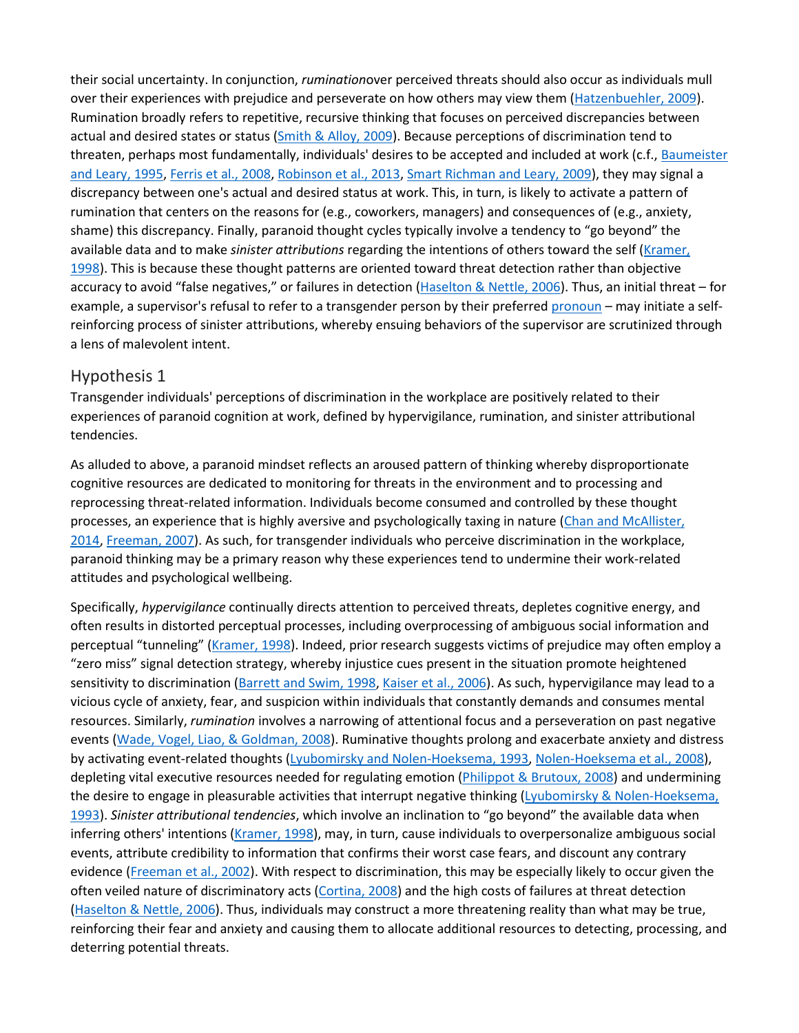their social uncertainty. In conjunction, *rumination*over perceived threats should also occur as individuals mull over their experiences with prejudice and perseverate on how others may view them (Hatzenbuehler, 2009). Rumination broadly refers to repetitive, recursive thinking that focuses on perceived discrepancies between actual and desired states or status (Smith & Alloy, 2009). Because perceptions of discrimination tend to threaten, perhaps most fundamentally, individuals' desires to be accepted and included at work (c.f., Baumeister and Leary, 1995, Ferris et al., 2008, Robinson et al., 2013, Smart Richman and Leary, 2009), they may signal a discrepancy between one's actual and desired status at work. This, in turn, is likely to activate a pattern of rumination that centers on the reasons for (e.g., coworkers, managers) and consequences of (e.g., anxiety, shame) this discrepancy. Finally, paranoid thought cycles typically involve a tendency to "go beyond" the available data and to make *sinister attributions* regarding the intentions of others toward the self (Kramer, 1998). This is because these thought patterns are oriented toward threat detection rather than objective accuracy to avoid "false negatives," or failures in detection (Haselton & Nettle, 2006). Thus, an initial threat – for example, a supervisor's refusal to refer to a transgender person by their preferred pronoun – may initiate a self-reinforcing process of sinister attributions, whereby ensuing behaviors of the supervisor are scrutinized through a lens of malevolent intent.

## Hypothesis 1

Transgender individuals' perceptions of discrimination in the workplace are positively related to their experiences of paranoid cognition at work, defined by hypervigilance, rumination, and sinister attributional tendencies.

As alluded to above, a paranoid mindset reflects an aroused pattern of thinking whereby disproportionate cognitive resources are dedicated to monitoring for threats in the environment and to processing and reprocessing threat-related information. Individuals become consumed and controlled by these thought processes, an experience that is highly aversive and psychologically taxing in nature (Chan and McAllister, 2014, Freeman, 2007). As such, for transgender individuals who perceive discrimination in the workplace, paranoid thinking may be a primary reason why these experiences tend to undermine their work-related attitudes and psychological wellbeing.

Specifically, *hypervigilance* continually directs attention to perceived threats, depletes cognitive energy, and often results in distorted perceptual processes, including overprocessing of ambiguous social information and perceptual "tunneling" (Kramer, 1998). Indeed, prior research suggests victims of prejudice may often employ a "zero miss" signal detection strategy, whereby injustice cues present in the situation promote heightened sensitivity to discrimination (Barrett and Swim, 1998, Kaiser et al., 2006). As such, hypervigilance may lead to a vicious cycle of anxiety, fear, and suspicion within individuals that constantly demands and consumes mental resources. Similarly, *rumination* involves a narrowing of attentional focus and a perseveration on past negative events (Wade, Vogel, Liao, & Goldman, 2008). Ruminative thoughts prolong and exacerbate anxiety and distress by activating event-related thoughts (Lyubomirsky and Nolen-Hoeksema, 1993, Nolen-Hoeksema et al., 2008), depleting vital executive resources needed for regulating emotion (Philippot & Brutoux, 2008) and undermining the desire to engage in pleasurable activities that interrupt negative thinking (Lyubomirsky & Nolen-Hoeksema, 1993). *Sinister attributional tendencies*, which involve an inclination to "go beyond" the available data when inferring others' intentions (Kramer, 1998), may, in turn, cause individuals to overpersonalize ambiguous social events, attribute credibility to information that confirms their worst case fears, and discount any contrary evidence (Freeman et al., 2002). With respect to discrimination, this may be especially likely to occur given the often veiled nature of discriminatory acts (Cortina, 2008) and the high costs of failures at threat detection (Haselton & Nettle, 2006). Thus, individuals may construct a more threatening reality than what may be true, reinforcing their fear and anxiety and causing them to allocate additional resources to detecting, processing, and deterring potential threats.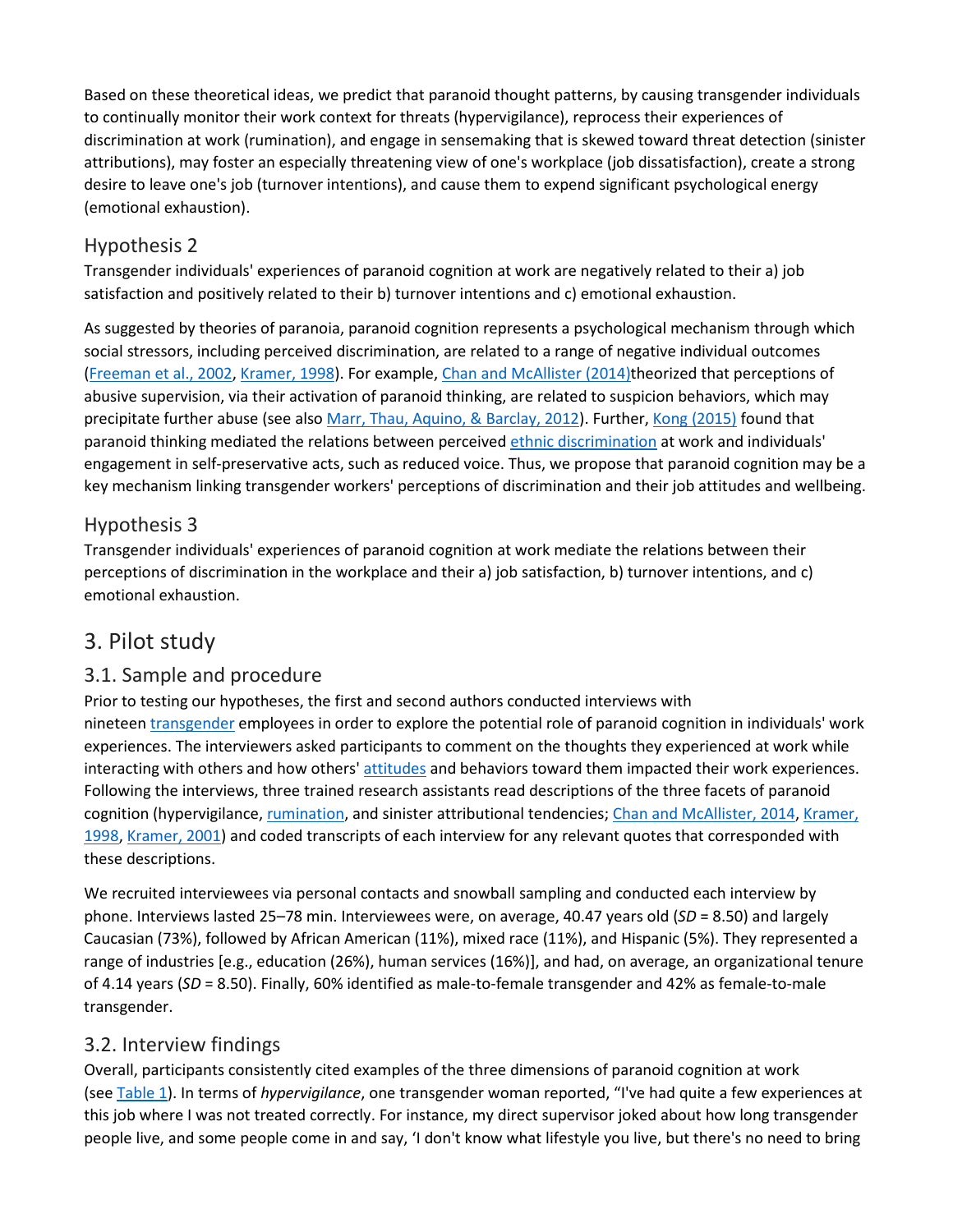Based on these theoretical ideas, we predict that paranoid thought patterns, by causing transgender individuals to continually monitor their work context for threats (hypervigilance), reprocess their experiences of discrimination at work (rumination), and engage in sensemaking that is skewed toward threat detection (sinister attributions), may foster an especially threatening view of one's workplace (job dissatisfaction), create a strong desire to leave one's job (turnover intentions), and cause them to expend significant psychological energy (emotional exhaustion).

### Hypothesis 2

Transgender individuals' experiences of paranoid cognition at work are negatively related to their a) job satisfaction and positively related to their b) turnover intentions and c) emotional exhaustion.

As suggested by theories of paranoia, paranoid cognition represents a psychological mechanism through which social stressors, including perceived discrimination, are related to a range of negative individual outcomes (Freeman et al., 2002, Kramer, 1998). For example, Chan and McAllister (2014)theorized that perceptions of abusive supervision, via their activation of paranoid thinking, are related to suspicion behaviors, which may precipitate further abuse (see also Marr, Thau, Aquino, & Barclay, 2012). Further, Kong (2015) found that paranoid thinking mediated the relations between perceived ethnic discrimination at work and individuals' engagement in self-preservative acts, such as reduced voice. Thus, we propose that paranoid cognition may be a key mechanism linking transgender workers' perceptions of discrimination and their job attitudes and wellbeing.

### Hypothesis 3

Transgender individuals' experiences of paranoid cognition at work mediate the relations between their perceptions of discrimination in the workplace and their a) job satisfaction, b) turnover intentions, and c) emotional exhaustion.

## 3. Pilot study

### 3.1. Sample and procedure

Prior to testing our hypotheses, the first and second authors conducted interviews with nineteen transgender employees in order to explore the potential role of paranoid cognition in individuals' work experiences. The interviewers asked participants to comment on the thoughts they experienced at work while interacting with others and how others' attitudes and behaviors toward them impacted their work experiences. Following the interviews, three trained research assistants read descriptions of the three facets of paranoid cognition (hypervigilance, rumination, and sinister attributional tendencies; Chan and McAllister, 2014, Kramer, 1998, Kramer, 2001) and coded transcripts of each interview for any relevant quotes that corresponded with these descriptions.

We recruited interviewees via personal contacts and snowball sampling and conducted each interview by phone. Interviews lasted 25–78 min. Interviewees were, on average, 40.47 years old (*SD* = 8.50) and largely Caucasian (73%), followed by African American (11%), mixed race (11%), and Hispanic (5%). They represented a range of industries [e.g., education (26%), human services (16%)], and had, on average, an organizational tenure of 4.14 years (*SD* = 8.50). Finally, 60% identified as male-to-female transgender and 42% as female-to-male transgender.

### 3.2. Interview findings

Overall, participants consistently cited examples of the three dimensions of paranoid cognition at work (see Table 1). In terms of *hypervigilance*, one transgender woman reported, "I've had quite a few experiences at this job where I was not treated correctly. For instance, my direct supervisor joked about how long transgender people live, and some people come in and say, 'I don't know what lifestyle you live, but there's no need to bring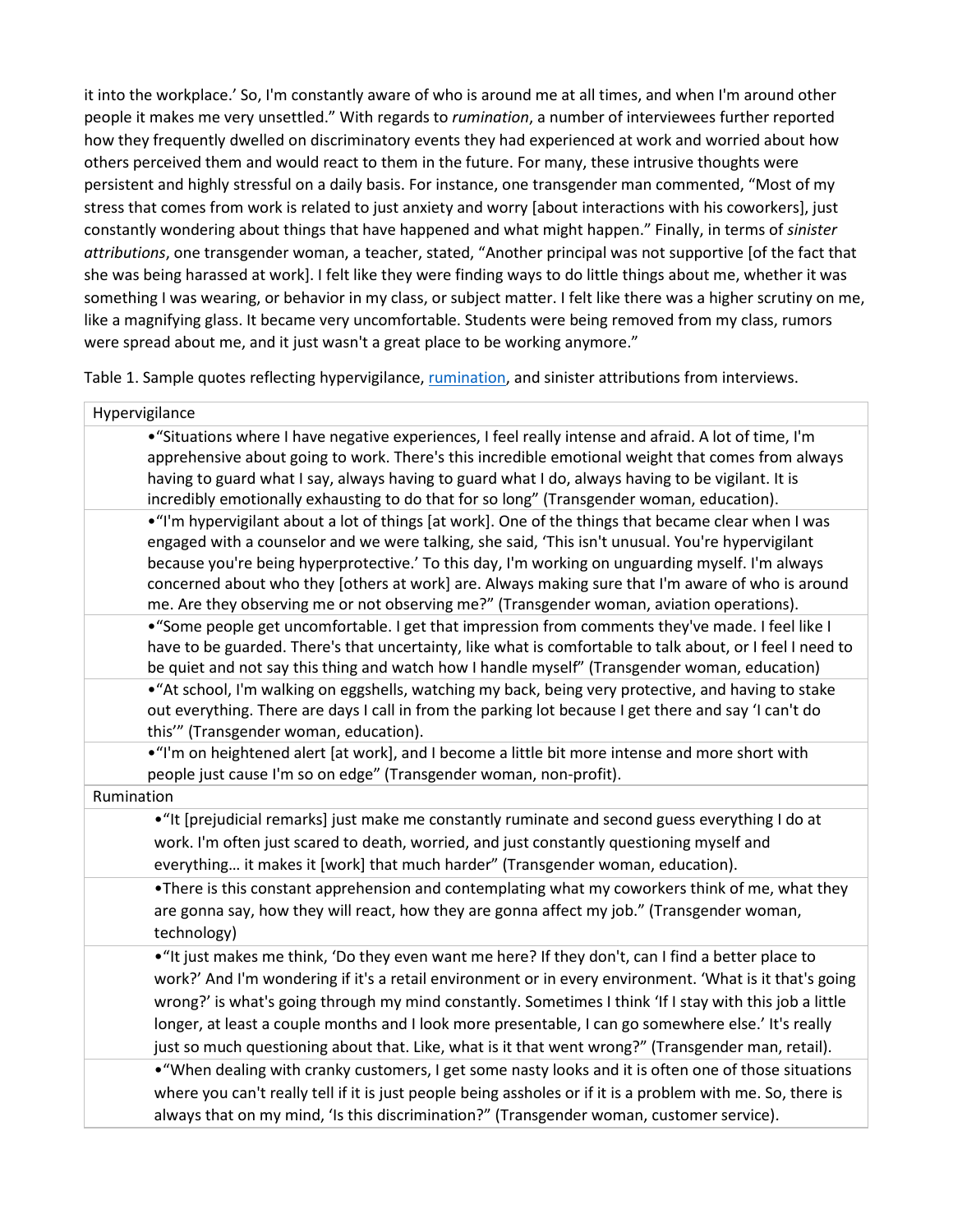it into the workplace.' So, I'm constantly aware of who is around me at all times, and when I'm around other people it makes me very unsettled." With regards to *rumination*, a number of interviewees further reported how they frequently dwelled on discriminatory events they had experienced at work and worried about how others perceived them and would react to them in the future. For many, these intrusive thoughts were persistent and highly stressful on a daily basis. For instance, one transgender man commented, "Most of my stress that comes from work is related to just anxiety and worry [about interactions with his coworkers], just constantly wondering about things that have happened and what might happen." Finally, in terms of *sinister attributions*, one transgender woman, a teacher, stated, "Another principal was not supportive [of the fact that she was being harassed at work]. I felt like they were finding ways to do little things about me, whether it was something I was wearing, or behavior in my class, or subject matter. I felt like there was a higher scrutiny on me, like a magnifying glass. It became very uncomfortable. Students were being removed from my class, rumors were spread about me, and it just wasn't a great place to be working anymore."

Table 1. Sample quotes reflecting hypervigilance, rumination, and sinister attributions from interviews.

| Hypervigilance |
| --- |
| •"Situations where I have negative experiences, I feel really intense and afraid. A lot of time, I'm apprehensive about going to work. There's this incredible emotional weight that comes from always having to guard what I say, always having to guard what I do, always having to be vigilant. It is incredibly emotionally exhausting to do that for so long" (Transgender woman, education). |
| •"I'm hypervigilant about a lot of things [at work]. One of the things that became clear when I was engaged with a counselor and we were talking, she said, 'This isn't unusual. You're hypervigilant because you're being hyperprotective.' To this day, I'm working on unguarding myself. I'm always concerned about who they [others at work] are. Always making sure that I'm aware of who is around me. Are they observing me or not observing me?" (Transgender woman, aviation operations). |
| •"Some people get uncomfortable. I get that impression from comments they've made. I feel like I have to be guarded. There's that uncertainty, like what is comfortable to talk about, or I feel I need to be quiet and not say this thing and watch how I handle myself" (Transgender woman, education) |
| •"At school, I'm walking on eggshells, watching my back, being very protective, and having to stake out everything. There are days I call in from the parking lot because I get there and say 'I can't do this'" (Transgender woman, education). |
| •"I'm on heightened alert [at work], and I become a little bit more intense and more short with people just cause I'm so on edge" (Transgender woman, non-profit). |
| Rumination |
| •"It [prejudicial remarks] just make me constantly ruminate and second guess everything I do at work. I'm often just scared to death, worried, and just constantly questioning myself and everything… it makes it [work] that much harder" (Transgender woman, education). |
| •There is this constant apprehension and contemplating what my coworkers think of me, what they are gonna say, how they will react, how they are gonna affect my job." (Transgender woman, technology) |
| •"It just makes me think, 'Do they even want me here? If they don't, can I find a better place to work?' And I'm wondering if it's a retail environment or in every environment. 'What is it that's going wrong?' is what's going through my mind constantly. Sometimes I think 'If I stay with this job a little longer, at least a couple months and I look more presentable, I can go somewhere else.' It's really just so much questioning about that. Like, what is it that went wrong?" (Transgender man, retail). |
| •"When dealing with cranky customers, I get some nasty looks and it is often one of those situations where you can't really tell if it is just people being assholes or if it is a problem with me. So, there is always that on my mind, 'Is this discrimination?" (Transgender woman, customer service). |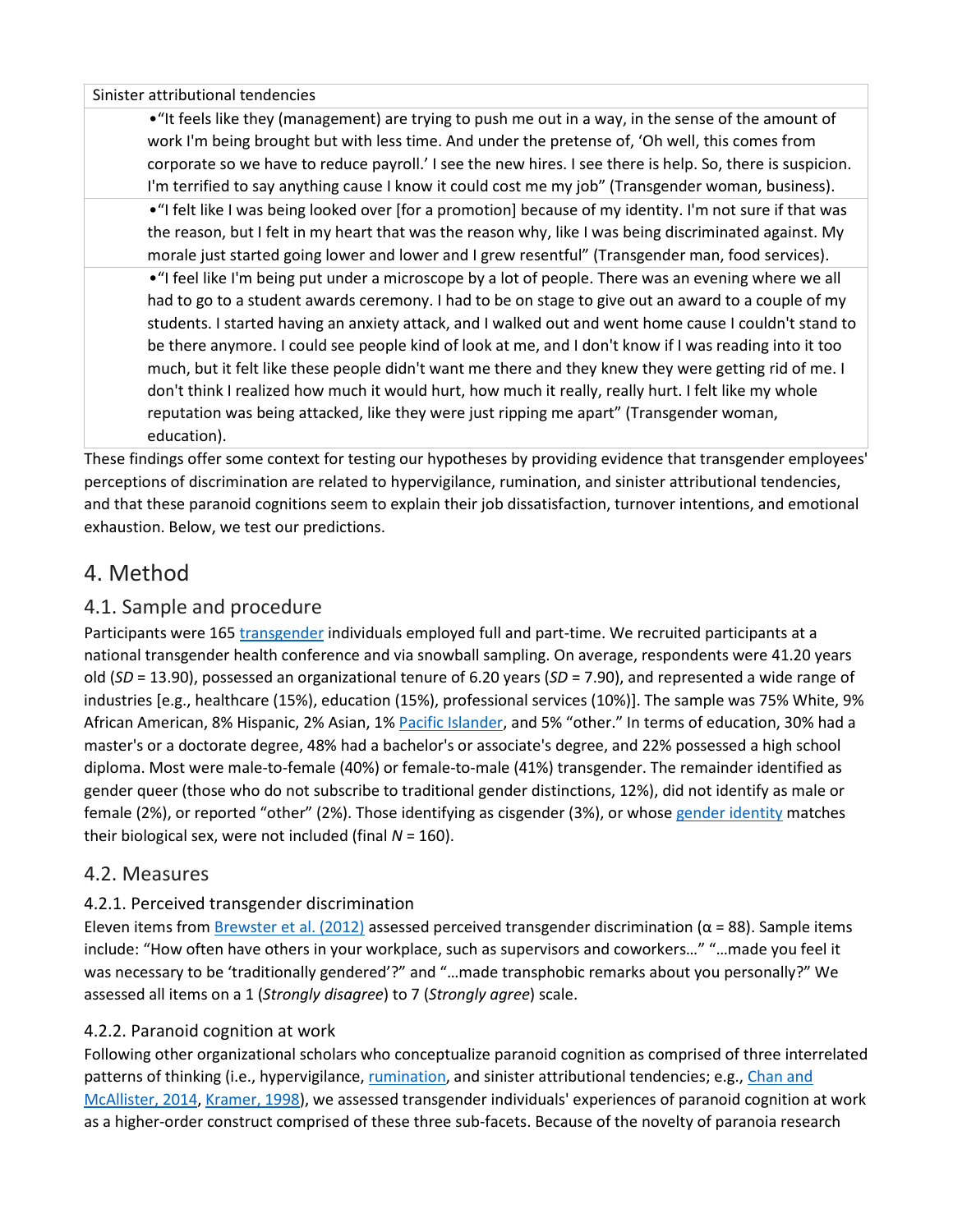| Sinister attributional tendencies |
|---|
| •"It feels like they (management) are trying to push me out in a way, in the sense of the amount of work I'm being brought but with less time. And under the pretense of, 'Oh well, this comes from corporate so we have to reduce payroll.' I see the new hires. I see there is help. So, there is suspicion. I'm terrified to say anything cause I know it could cost me my job" (Transgender woman, business). |
| •"I felt like I was being looked over [for a promotion] because of my identity. I'm not sure if that was the reason, but I felt in my heart that was the reason why, like I was being discriminated against. My morale just started going lower and lower and I grew resentful" (Transgender man, food services). |
| •"I feel like I'm being put under a microscope by a lot of people. There was an evening where we all had to go to a student awards ceremony. I had to be on stage to give out an award to a couple of my students. I started having an anxiety attack, and I walked out and went home cause I couldn't stand to be there anymore. I could see people kind of look at me, and I don't know if I was reading into it too much, but it felt like these people didn't want me there and they knew they were getting rid of me. I don't think I realized how much it would hurt, how much it really, really hurt. I felt like my whole reputation was being attacked, like they were just ripping me apart" (Transgender woman, education). |

These findings offer some context for testing our hypotheses by providing evidence that transgender employees' perceptions of discrimination are related to hypervigilance, rumination, and sinister attributional tendencies, and that these paranoid cognitions seem to explain their job dissatisfaction, turnover intentions, and emotional exhaustion. Below, we test our predictions.

# 4. Method

## 4.1. Sample and procedure

Participants were 165 transgender individuals employed full and part-time. We recruited participants at a national transgender health conference and via snowball sampling. On average, respondents were 41.20 years old (*SD* = 13.90), possessed an organizational tenure of 6.20 years (*SD* = 7.90), and represented a wide range of industries [e.g., healthcare (15%), education (15%), professional services (10%)]. The sample was 75% White, 9% African American, 8% Hispanic, 2% Asian, 1% Pacific Islander, and 5% "other." In terms of education, 30% had a master's or a doctorate degree, 48% had a bachelor's or associate's degree, and 22% possessed a high school diploma. Most were male-to-female (40%) or female-to-male (41%) transgender. The remainder identified as gender queer (those who do not subscribe to traditional gender distinctions, 12%), did not identify as male or female (2%), or reported "other" (2%). Those identifying as cisgender (3%), or whose gender identity matches their biological sex, were not included (final *N* = 160).

## 4.2. Measures

### 4.2.1. Perceived transgender discrimination

Eleven items from Brewster et al. (2012) assessed perceived transgender discrimination (α = 88). Sample items include: "How often have others in your workplace, such as supervisors and coworkers…" "…made you feel it was necessary to be 'traditionally gendered'?" and "…made transphobic remarks about you personally?" We assessed all items on a 1 (*Strongly disagree*) to 7 (*Strongly agree*) scale.

### 4.2.2. Paranoid cognition at work

Following other organizational scholars who conceptualize paranoid cognition as comprised of three interrelated patterns of thinking (i.e., hypervigilance, rumination, and sinister attributional tendencies; e.g., Chan and McAllister, 2014, Kramer, 1998), we assessed transgender individuals' experiences of paranoid cognition at work as a higher-order construct comprised of these three sub-facets. Because of the novelty of paranoia research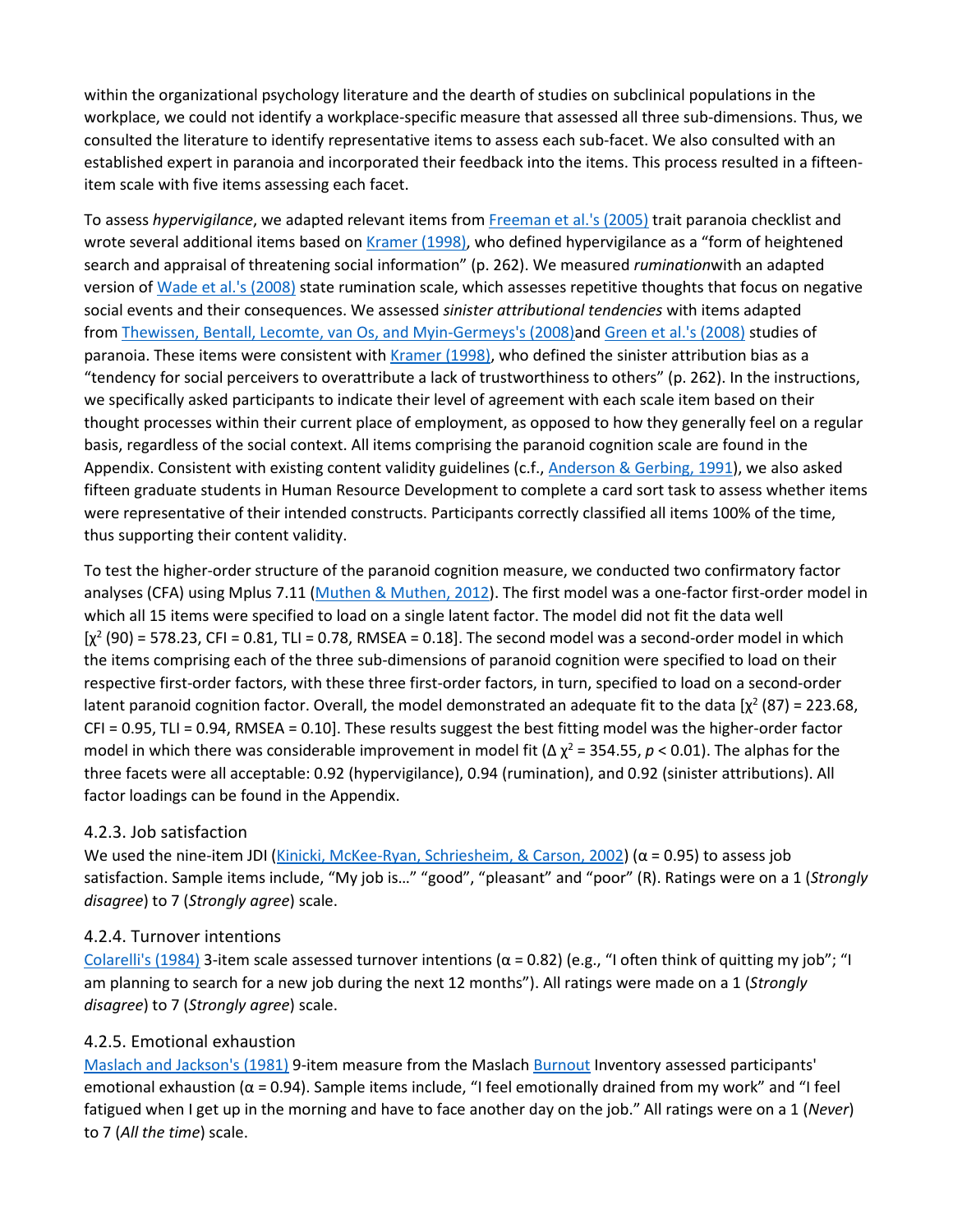within the organizational psychology literature and the dearth of studies on subclinical populations in the workplace, we could not identify a workplace-specific measure that assessed all three sub-dimensions. Thus, we consulted the literature to identify representative items to assess each sub-facet. We also consulted with an established expert in paranoia and incorporated their feedback into the items. This process resulted in a fifteen-item scale with five items assessing each facet.

To assess *hypervigilance*, we adapted relevant items from Freeman et al.'s (2005) trait paranoia checklist and wrote several additional items based on Kramer (1998), who defined hypervigilance as a "form of heightened search and appraisal of threatening social information" (p. 262). We measured *rumination*with an adapted version of Wade et al.'s (2008) state rumination scale, which assesses repetitive thoughts that focus on negative social events and their consequences. We assessed *sinister attributional tendencies* with items adapted from Thewissen, Bentall, Lecomte, van Os, and Myin-Germeys's (2008)and Green et al.'s (2008) studies of paranoia. These items were consistent with Kramer (1998), who defined the sinister attribution bias as a "tendency for social perceivers to overattribute a lack of trustworthiness to others" (p. 262). In the instructions, we specifically asked participants to indicate their level of agreement with each scale item based on their thought processes within their current place of employment, as opposed to how they generally feel on a regular basis, regardless of the social context. All items comprising the paranoid cognition scale are found in the Appendix. Consistent with existing content validity guidelines (c.f., Anderson & Gerbing, 1991), we also asked fifteen graduate students in Human Resource Development to complete a card sort task to assess whether items were representative of their intended constructs. Participants correctly classified all items 100% of the time, thus supporting their content validity.

To test the higher-order structure of the paranoid cognition measure, we conducted two confirmatory factor analyses (CFA) using Mplus 7.11 (Muthen & Muthen, 2012). The first model was a one-factor first-order model in which all 15 items were specified to load on a single latent factor. The model did not fit the data well [$\chi^2$ (90) = 578.23, CFI = 0.81, TLI = 0.78, RMSEA = 0.18]. The second model was a second-order model in which the items comprising each of the three sub-dimensions of paranoid cognition were specified to load on their respective first-order factors, with these three first-order factors, in turn, specified to load on a second-order latent paranoid cognition factor. Overall, the model demonstrated an adequate fit to the data [$\chi^2$ (87) = 223.68, CFI = 0.95, TLI = 0.94, RMSEA = 0.10]. These results suggest the best fitting model was the higher-order factor model in which there was considerable improvement in model fit ($\Delta\chi^2$ = 354.55, $p < 0.01$). The alphas for the three facets were all acceptable: 0.92 (hypervigilance), 0.94 (rumination), and 0.92 (sinister attributions). All factor loadings can be found in the Appendix.

### 4.2.3. Job satisfaction

We used the nine-item JDI (Kinicki, McKee-Ryan, Schriesheim, & Carson, 2002) ($\alpha$ = 0.95) to assess job satisfaction. Sample items include, "My job is…" "good", "pleasant" and "poor" (R). Ratings were on a 1 (*Strongly disagree*) to 7 (*Strongly agree*) scale.

### 4.2.4. Turnover intentions

Colarelli's (1984) 3-item scale assessed turnover intentions ($\alpha$ = 0.82) (e.g., "I often think of quitting my job"; "I am planning to search for a new job during the next 12 months"). All ratings were made on a 1 (*Strongly disagree*) to 7 (*Strongly agree*) scale.

### 4.2.5. Emotional exhaustion

Maslach and Jackson's (1981) 9-item measure from the Maslach Burnout Inventory assessed participants' emotional exhaustion ($\alpha$ = 0.94). Sample items include, "I feel emotionally drained from my work" and "I feel fatigued when I get up in the morning and have to face another day on the job." All ratings were on a 1 (*Never*) to 7 (*All the time*) scale.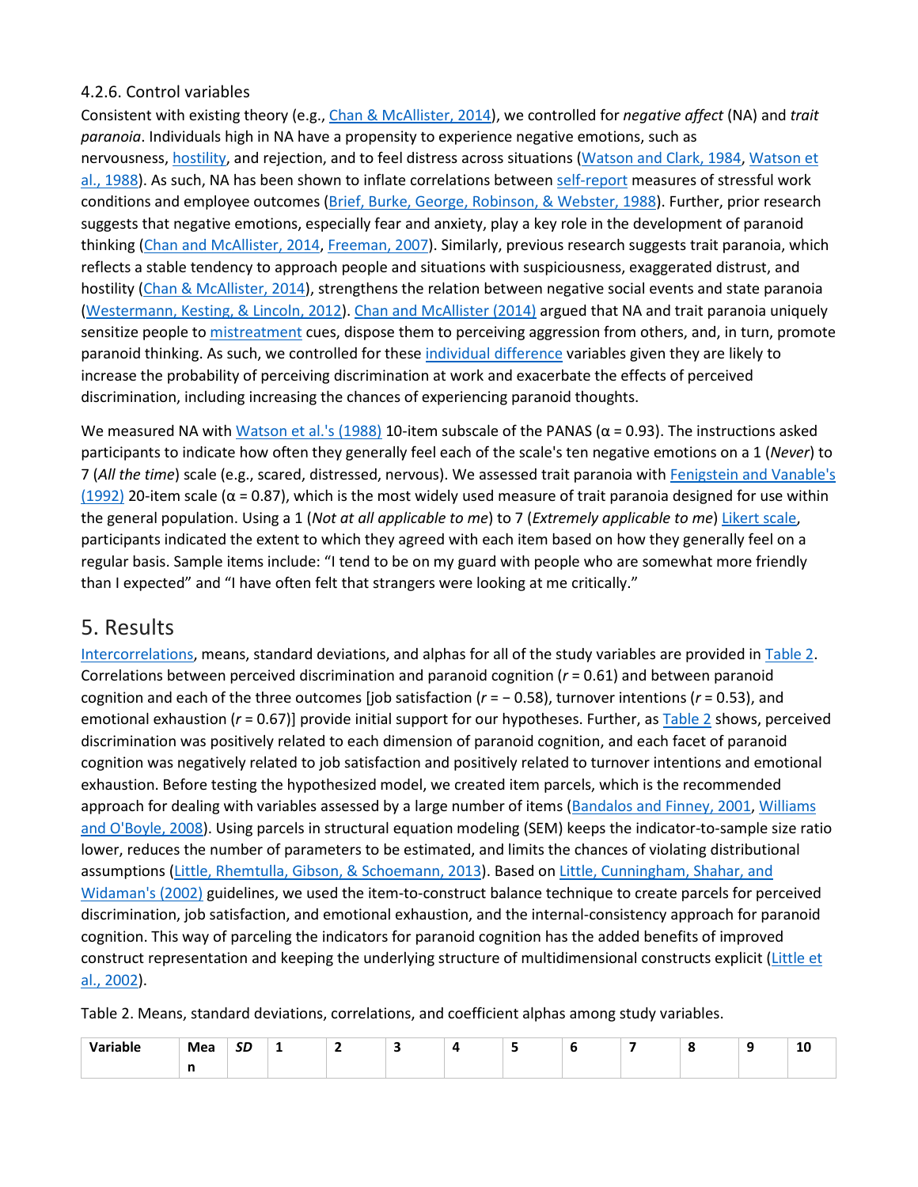### 4.2.6. Control variables

Consistent with existing theory (e.g., Chan & McAllister, 2014), we controlled for *negative affect* (NA) and *trait paranoia*. Individuals high in NA have a propensity to experience negative emotions, such as nervousness, hostility, and rejection, and to feel distress across situations (Watson and Clark, 1984, Watson et al., 1988). As such, NA has been shown to inflate correlations between self-report measures of stressful work conditions and employee outcomes (Brief, Burke, George, Robinson, & Webster, 1988). Further, prior research suggests that negative emotions, especially fear and anxiety, play a key role in the development of paranoid thinking (Chan and McAllister, 2014, Freeman, 2007). Similarly, previous research suggests trait paranoia, which reflects a stable tendency to approach people and situations with suspiciousness, exaggerated distrust, and hostility (Chan & McAllister, 2014), strengthens the relation between negative social events and state paranoia (Westermann, Kesting, & Lincoln, 2012). Chan and McAllister (2014) argued that NA and trait paranoia uniquely sensitize people to mistreatment cues, dispose them to perceiving aggression from others, and, in turn, promote paranoid thinking. As such, we controlled for these individual difference variables given they are likely to increase the probability of perceiving discrimination at work and exacerbate the effects of perceived discrimination, including increasing the chances of experiencing paranoid thoughts.

We measured NA with Watson et al.'s (1988) 10-item subscale of the PANAS (α = 0.93). The instructions asked participants to indicate how often they generally feel each of the scale's ten negative emotions on a 1 (*Never*) to 7 (*All the time*) scale (e.g., scared, distressed, nervous). We assessed trait paranoia with Fenigstein and Vanable's (1992) 20-item scale (α = 0.87), which is the most widely used measure of trait paranoia designed for use within the general population. Using a 1 (*Not at all applicable to me*) to 7 (*Extremely applicable to me*) Likert scale, participants indicated the extent to which they agreed with each item based on how they generally feel on a regular basis. Sample items include: "I tend to be on my guard with people who are somewhat more friendly than I expected" and "I have often felt that strangers were looking at me critically."

## 5. Results

Intercorrelations, means, standard deviations, and alphas for all of the study variables are provided in Table 2. Correlations between perceived discrimination and paranoid cognition ($r = 0.61$) and between paranoid cognition and each of the three outcomes [job satisfaction ($r = -0.58$), turnover intentions ($r = 0.53$), and emotional exhaustion ($r = 0.67$)] provide initial support for our hypotheses. Further, as Table 2 shows, perceived discrimination was positively related to each dimension of paranoid cognition, and each facet of paranoid cognition was negatively related to job satisfaction and positively related to turnover intentions and emotional exhaustion. Before testing the hypothesized model, we created item parcels, which is the recommended approach for dealing with variables assessed by a large number of items (Bandalos and Finney, 2001, Williams and O'Boyle, 2008). Using parcels in structural equation modeling (SEM) keeps the indicator-to-sample size ratio lower, reduces the number of parameters to be estimated, and limits the chances of violating distributional assumptions (Little, Rhemtulla, Gibson, & Schoemann, 2013). Based on Little, Cunningham, Shahar, and Widaman's (2002) guidelines, we used the item-to-construct balance technique to create parcels for perceived discrimination, job satisfaction, and emotional exhaustion, and the internal-consistency approach for paranoid cognition. This way of parceling the indicators for paranoid cognition has the added benefits of improved construct representation and keeping the underlying structure of multidimensional constructs explicit (Little et al., 2002).

Table 2. Means, standard deviations, correlations, and coefficient alphas among study variables.

| Variable | Mean | *SD* | 1 | 2 | 3 | 4 | 5 | 6 | 7 | 8 | 9 | 10 |
|---|---|---|---|---|---|---|---|---|---|---|---|---|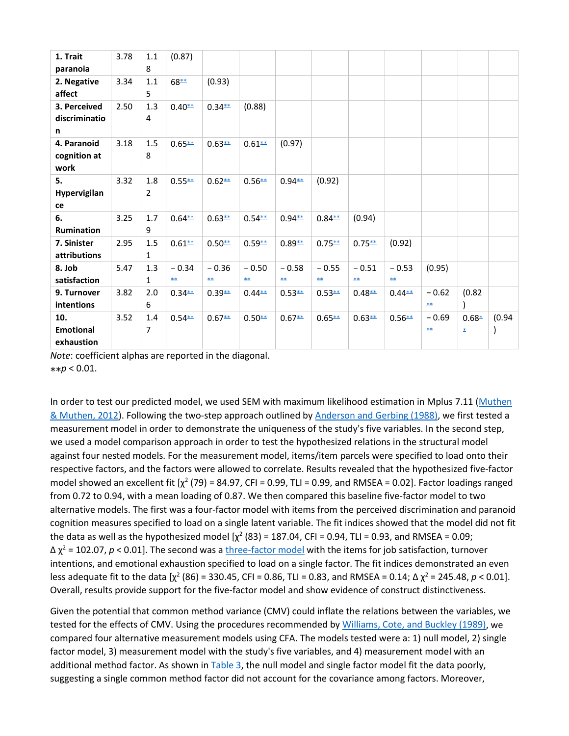| | | | | | | | | | | | | |
|---|---|---|---|---|---|---|---|---|---|---|---|---|
| **1. Trait paranoia** | 3.78 | 1.18 | (0.87) | | | | | | | | | |
| **2. Negative affect** | 3.34 | 1.15 | 68** | (0.93) | | | | | | | | |
| **3. Perceived discrimination** | 2.50 | 1.34 | 0.40** | 0.34** | (0.88) | | | | | | | |
| **4. Paranoid cognition at work** | 3.18 | 1.58 | 0.65** | 0.63** | 0.61** | (0.97) | | | | | | |
| **5. Hypervigilance** | 3.32 | 1.82 | 0.55** | 0.62** | 0.56** | 0.94** | (0.92) | | | | | |
| **6. Rumination** | 3.25 | 1.79 | 0.64** | 0.63** | 0.54** | 0.94** | 0.84** | (0.94) | | | | |
| **7. Sinister attributions** | 2.95 | 1.51 | 0.61** | 0.50** | 0.59** | 0.89** | 0.75** | 0.75** | (0.92) | | | |
| **8. Job satisfaction** | 5.47 | 1.31 | − 0.34 ** | − 0.36 ** | − 0.50 ** | − 0.58 ** | − 0.55 ** | − 0.51 ** | − 0.53 ** | (0.95) | | |
| **9. Turnover intentions** | 3.82 | 2.06 | 0.34** | 0.39** | 0.44** | 0.53** | 0.53** | 0.48** | 0.44** | − 0.62 ** | (0.82) | |
| **10. Emotional exhaustion** | 3.52 | 1.47 | 0.54** | 0.67** | 0.50** | 0.67** | 0.65** | 0.63** | 0.56** | − 0.69 ** | 0.68** | (0.94) |

*Note*: coefficient alphas are reported in the diagonal.
**$p < 0.01$.

In order to test our predicted model, we used SEM with maximum likelihood estimation in Mplus 7.11 (Muthen & Muthen, 2012). Following the two-step approach outlined by Anderson and Gerbing (1988), we first tested a measurement model in order to demonstrate the uniqueness of the study's five variables. In the second step, we used a model comparison approach in order to test the hypothesized relations in the structural model against four nested models. For the measurement model, items/item parcels were specified to load onto their respective factors, and the factors were allowed to correlate. Results revealed that the hypothesized five-factor model showed an excellent fit [$\chi^2$ (79) = 84.97, CFI = 0.99, TLI = 0.99, and RMSEA = 0.02]. Factor loadings ranged from 0.72 to 0.94, with a mean loading of 0.87. We then compared this baseline five-factor model to two alternative models. The first was a four-factor model with items from the perceived discrimination and paranoid cognition measures specified to load on a single latent variable. The fit indices showed that the model did not fit the data as well as the hypothesized model [$\chi^2$ (83) = 187.04, CFI = 0.94, TLI = 0.93, and RMSEA = 0.09; $\Delta\ \chi^2$ = 102.07, $p < 0.01$]. The second was a three-factor model with the items for job satisfaction, turnover intentions, and emotional exhaustion specified to load on a single factor. The fit indices demonstrated an even less adequate fit to the data [$\chi^2$ (86) = 330.45, CFI = 0.86, TLI = 0.83, and RMSEA = 0.14; $\Delta\ \chi^2$ = 245.48, $p < 0.01$]. Overall, results provide support for the five-factor model and show evidence of construct distinctiveness.

Given the potential that common method variance (CMV) could inflate the relations between the variables, we tested for the effects of CMV. Using the procedures recommended by Williams, Cote, and Buckley (1989), we compared four alternative measurement models using CFA. The models tested were a: 1) null model, 2) single factor model, 3) measurement model with the study's five variables, and 4) measurement model with an additional method factor. As shown in Table 3, the null model and single factor model fit the data poorly, suggesting a single common method factor did not account for the covariance among factors. Moreover,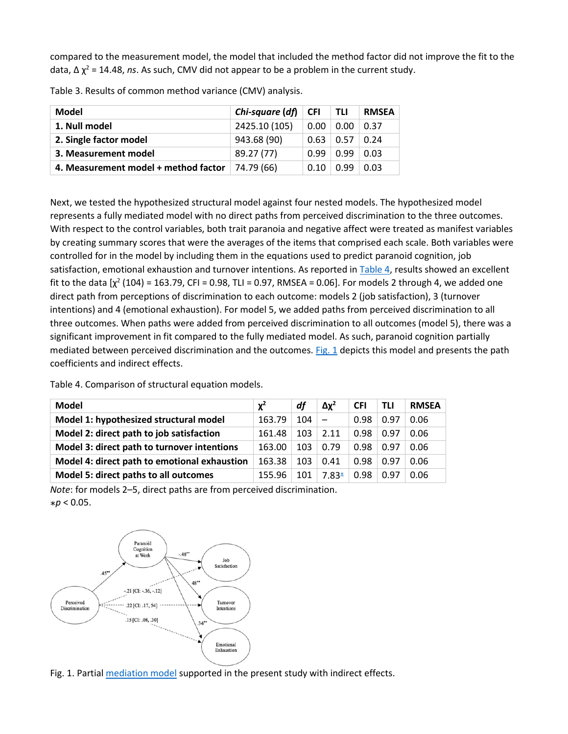compared to the measurement model, the model that included the method factor did not improve the fit to the data, $\Delta \chi^2 = 14.48$, *ns*. As such, CMV did not appear to be a problem in the current study.

Table 3. Results of common method variance (CMV) analysis.

| Model | *Chi-square* (*df*) | CFI | TLI | RMSEA |
|---|---|---|---|---|
| **1. Null model** | 2425.10 (105) | 0.00 | 0.00 | 0.37 |
| **2. Single factor model** | 943.68 (90) | 0.63 | 0.57 | 0.24 |
| **3. Measurement model** | 89.27 (77) | 0.99 | 0.99 | 0.03 |
| **4. Measurement model + method factor** | 74.79 (66) | 0.10 | 0.99 | 0.03 |

Next, we tested the hypothesized structural model against four nested models. The hypothesized model represents a fully mediated model with no direct paths from perceived discrimination to the three outcomes. With respect to the control variables, both trait paranoia and negative affect were treated as manifest variables by creating summary scores that were the averages of the items that comprised each scale. Both variables were controlled for in the model by including them in the equations used to predict paranoid cognition, job satisfaction, emotional exhaustion and turnover intentions. As reported in Table 4, results showed an excellent fit to the data [$\chi^2$ (104) = 163.79, CFI = 0.98, TLI = 0.97, RMSEA = 0.06]. For models 2 through 4, we added one direct path from perceptions of discrimination to each outcome: models 2 (job satisfaction), 3 (turnover intentions) and 4 (emotional exhaustion). For model 5, we added paths from perceived discrimination to all three outcomes. When paths were added from perceived discrimination to all outcomes (model 5), there was a significant improvement in fit compared to the fully mediated model. As such, paranoid cognition partially mediated between perceived discrimination and the outcomes. Fig. 1 depicts this model and presents the path coefficients and indirect effects.

Table 4. Comparison of structural equation models.

| Model | $\chi^2$ | *df* | $\Delta\chi^2$ | CFI | TLI | RMSEA |
|---|---|---|---|---|---|---|
| **Model 1: hypothesized structural model** | 163.79 | 104 | – | 0.98 | 0.97 | 0.06 |
| **Model 2: direct path to job satisfaction** | 161.48 | 103 | 2.11 | 0.98 | 0.97 | 0.06 |
| **Model 3: direct path to turnover intentions** | 163.00 | 103 | 0.79 | 0.98 | 0.97 | 0.06 |
| **Model 4: direct path to emotional exhaustion** | 163.38 | 103 | 0.41 | 0.98 | 0.97 | 0.06 |
| **Model 5: direct paths to all outcomes** | 155.96 | 101 | 7.83* | 0.98 | 0.97 | 0.06 |

*Note*: for models 2–5, direct paths are from perceived discrimination.
*$p < 0.05$.

Fig. 1. Partial mediation model supported in the present study with indirect effects.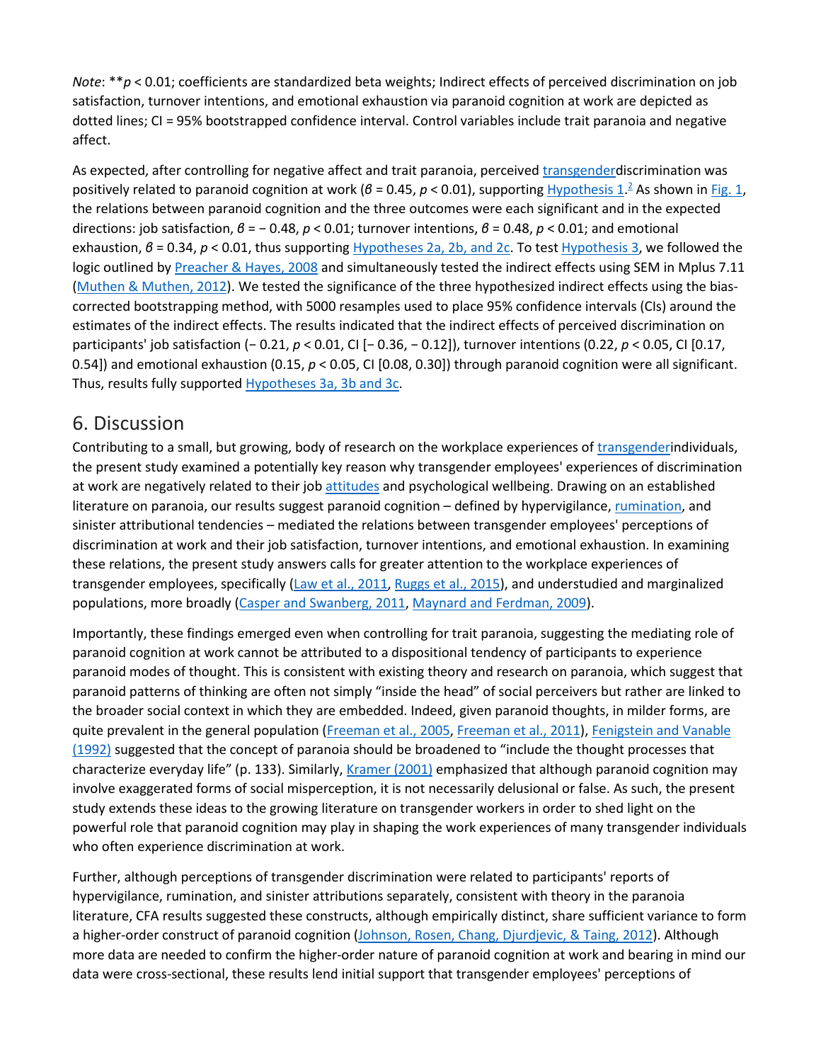*Note*: **$p < 0.01$; coefficients are standardized beta weights; Indirect effects of perceived discrimination on job satisfaction, turnover intentions, and emotional exhaustion via paranoid cognition at work are depicted as dotted lines; CI = 95% bootstrapped confidence interval. Control variables include trait paranoia and negative affect.

As expected, after controlling for negative affect and trait paranoia, perceived transgenderdiscrimination was positively related to paranoid cognition at work ($\beta = 0.45$, $p < 0.01$), supporting Hypothesis 1.[2] As shown in Fig. 1, the relations between paranoid cognition and the three outcomes were each significant and in the expected directions: job satisfaction, $\beta = -0.48$, $p < 0.01$; turnover intentions, $\beta = 0.48$, $p < 0.01$; and emotional exhaustion, $\beta = 0.34$, $p < 0.01$, thus supporting Hypotheses 2a, 2b, and 2c. To test Hypothesis 3, we followed the logic outlined by Preacher & Hayes, 2008 and simultaneously tested the indirect effects using SEM in Mplus 7.11 (Muthen & Muthen, 2012). We tested the significance of the three hypothesized indirect effects using the bias-corrected bootstrapping method, with 5000 resamples used to place 95% confidence intervals (CIs) around the estimates of the indirect effects. The results indicated that the indirect effects of perceived discrimination on participants' job satisfaction ($-0.21$, $p < 0.01$, CI [$-0.36$, $-0.12$]), turnover intentions (0.22, $p < 0.05$, CI [0.17, 0.54]) and emotional exhaustion (0.15, $p < 0.05$, CI [0.08, 0.30]) through paranoid cognition were all significant. Thus, results fully supported Hypotheses 3a, 3b and 3c.

## 6. Discussion

Contributing to a small, but growing, body of research on the workplace experiences of transgenderindividuals, the present study examined a potentially key reason why transgender employees' experiences of discrimination at work are negatively related to their job attitudes and psychological wellbeing. Drawing on an established literature on paranoia, our results suggest paranoid cognition – defined by hypervigilance, rumination, and sinister attributional tendencies – mediated the relations between transgender employees' perceptions of discrimination at work and their job satisfaction, turnover intentions, and emotional exhaustion. In examining these relations, the present study answers calls for greater attention to the workplace experiences of transgender employees, specifically (Law et al., 2011, Ruggs et al., 2015), and understudied and marginalized populations, more broadly (Casper and Swanberg, 2011, Maynard and Ferdman, 2009).

Importantly, these findings emerged even when controlling for trait paranoia, suggesting the mediating role of paranoid cognition at work cannot be attributed to a dispositional tendency of participants to experience paranoid modes of thought. This is consistent with existing theory and research on paranoia, which suggest that paranoid patterns of thinking are often not simply "inside the head" of social perceivers but rather are linked to the broader social context in which they are embedded. Indeed, given paranoid thoughts, in milder forms, are quite prevalent in the general population (Freeman et al., 2005, Freeman et al., 2011), Fenigstein and Vanable (1992) suggested that the concept of paranoia should be broadened to "include the thought processes that characterize everyday life" (p. 133). Similarly, Kramer (2001) emphasized that although paranoid cognition may involve exaggerated forms of social misperception, it is not necessarily delusional or false. As such, the present study extends these ideas to the growing literature on transgender workers in order to shed light on the powerful role that paranoid cognition may play in shaping the work experiences of many transgender individuals who often experience discrimination at work.

Further, although perceptions of transgender discrimination were related to participants' reports of hypervigilance, rumination, and sinister attributions separately, consistent with theory in the paranoia literature, CFA results suggested these constructs, although empirically distinct, share sufficient variance to form a higher-order construct of paranoid cognition (Johnson, Rosen, Chang, Djurdjevic, & Taing, 2012). Although more data are needed to confirm the higher-order nature of paranoid cognition at work and bearing in mind our data were cross-sectional, these results lend initial support that transgender employees' perceptions of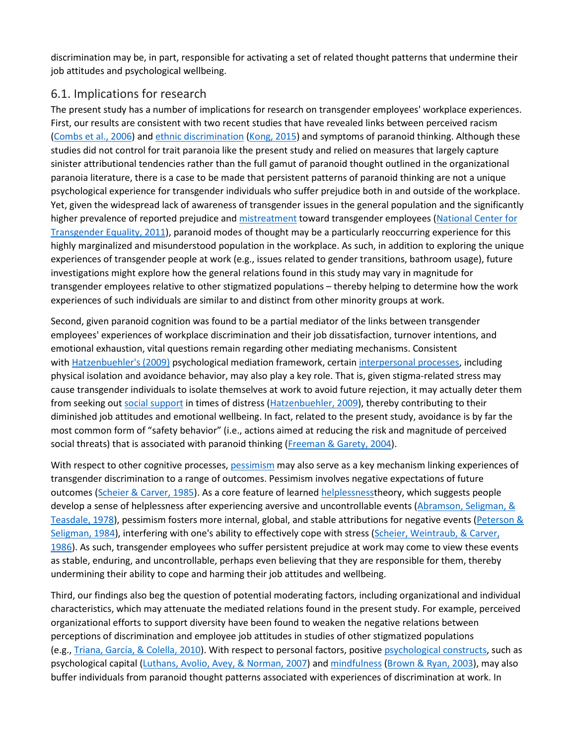discrimination may be, in part, responsible for activating a set of related thought patterns that undermine their job attitudes and psychological wellbeing.

## 6.1. Implications for research

The present study has a number of implications for research on transgender employees' workplace experiences. First, our results are consistent with two recent studies that have revealed links between perceived racism (Combs et al., 2006) and ethnic discrimination (Kong, 2015) and symptoms of paranoid thinking. Although these studies did not control for trait paranoia like the present study and relied on measures that largely capture sinister attributional tendencies rather than the full gamut of paranoid thought outlined in the organizational paranoia literature, there is a case to be made that persistent patterns of paranoid thinking are not a unique psychological experience for transgender individuals who suffer prejudice both in and outside of the workplace. Yet, given the widespread lack of awareness of transgender issues in the general population and the significantly higher prevalence of reported prejudice and mistreatment toward transgender employees (National Center for Transgender Equality, 2011), paranoid modes of thought may be a particularly reoccurring experience for this highly marginalized and misunderstood population in the workplace. As such, in addition to exploring the unique experiences of transgender people at work (e.g., issues related to gender transitions, bathroom usage), future investigations might explore how the general relations found in this study may vary in magnitude for transgender employees relative to other stigmatized populations – thereby helping to determine how the work experiences of such individuals are similar to and distinct from other minority groups at work.

Second, given paranoid cognition was found to be a partial mediator of the links between transgender employees' experiences of workplace discrimination and their job dissatisfaction, turnover intentions, and emotional exhaustion, vital questions remain regarding other mediating mechanisms. Consistent with Hatzenbuehler's (2009) psychological mediation framework, certain interpersonal processes, including physical isolation and avoidance behavior, may also play a key role. That is, given stigma-related stress may cause transgender individuals to isolate themselves at work to avoid future rejection, it may actually deter them from seeking out social support in times of distress (Hatzenbuehler, 2009), thereby contributing to their diminished job attitudes and emotional wellbeing. In fact, related to the present study, avoidance is by far the most common form of "safety behavior" (i.e., actions aimed at reducing the risk and magnitude of perceived social threats) that is associated with paranoid thinking (Freeman & Garety, 2004).

With respect to other cognitive processes, pessimism may also serve as a key mechanism linking experiences of transgender discrimination to a range of outcomes. Pessimism involves negative expectations of future outcomes (Scheier & Carver, 1985). As a core feature of learned helplessnesstheory, which suggests people develop a sense of helplessness after experiencing aversive and uncontrollable events (Abramson, Seligman, & Teasdale, 1978), pessimism fosters more internal, global, and stable attributions for negative events (Peterson & Seligman, 1984), interfering with one's ability to effectively cope with stress (Scheier, Weintraub, & Carver, 1986). As such, transgender employees who suffer persistent prejudice at work may come to view these events as stable, enduring, and uncontrollable, perhaps even believing that they are responsible for them, thereby undermining their ability to cope and harming their job attitudes and wellbeing.

Third, our findings also beg the question of potential moderating factors, including organizational and individual characteristics, which may attenuate the mediated relations found in the present study. For example, perceived organizational efforts to support diversity have been found to weaken the negative relations between perceptions of discrimination and employee job attitudes in studies of other stigmatized populations (e.g., Triana, García, & Colella, 2010). With respect to personal factors, positive psychological constructs, such as psychological capital (Luthans, Avolio, Avey, & Norman, 2007) and mindfulness (Brown & Ryan, 2003), may also buffer individuals from paranoid thought patterns associated with experiences of discrimination at work. In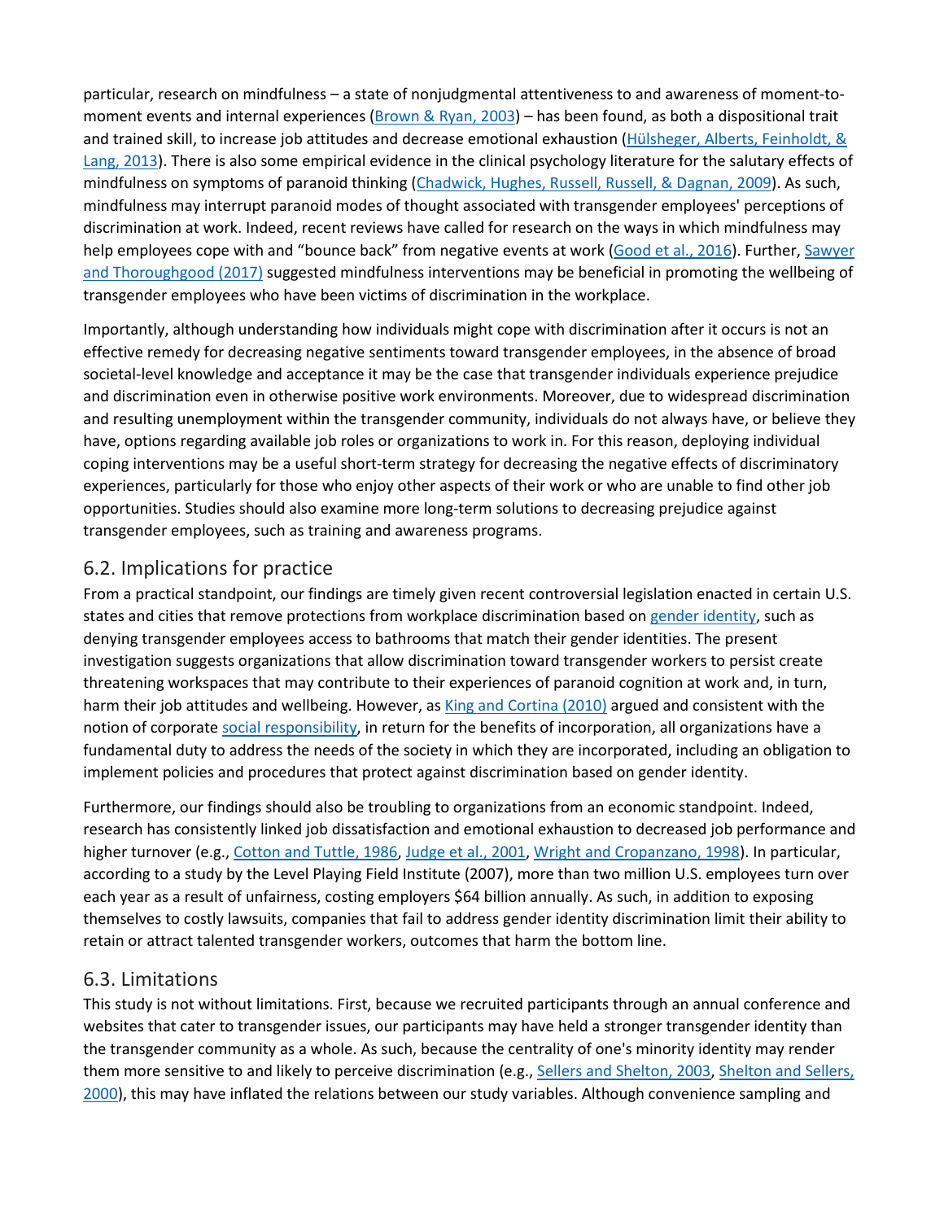particular, research on mindfulness – a state of nonjudgmental attentiveness to and awareness of moment-to-moment events and internal experiences (Brown & Ryan, 2003) – has been found, as both a dispositional trait and trained skill, to increase job attitudes and decrease emotional exhaustion (Hülsheger, Alberts, Feinholdt, & Lang, 2013). There is also some empirical evidence in the clinical psychology literature for the salutary effects of mindfulness on symptoms of paranoid thinking (Chadwick, Hughes, Russell, Russell, & Dagnan, 2009). As such, mindfulness may interrupt paranoid modes of thought associated with transgender employees' perceptions of discrimination at work. Indeed, recent reviews have called for research on the ways in which mindfulness may help employees cope with and "bounce back" from negative events at work (Good et al., 2016). Further, Sawyer and Thoroughgood (2017) suggested mindfulness interventions may be beneficial in promoting the wellbeing of transgender employees who have been victims of discrimination in the workplace.

Importantly, although understanding how individuals might cope with discrimination after it occurs is not an effective remedy for decreasing negative sentiments toward transgender employees, in the absence of broad societal-level knowledge and acceptance it may be the case that transgender individuals experience prejudice and discrimination even in otherwise positive work environments. Moreover, due to widespread discrimination and resulting unemployment within the transgender community, individuals do not always have, or believe they have, options regarding available job roles or organizations to work in. For this reason, deploying individual coping interventions may be a useful short-term strategy for decreasing the negative effects of discriminatory experiences, particularly for those who enjoy other aspects of their work or who are unable to find other job opportunities. Studies should also examine more long-term solutions to decreasing prejudice against transgender employees, such as training and awareness programs.

## 6.2. Implications for practice

From a practical standpoint, our findings are timely given recent controversial legislation enacted in certain U.S. states and cities that remove protections from workplace discrimination based on gender identity, such as denying transgender employees access to bathrooms that match their gender identities. The present investigation suggests organizations that allow discrimination toward transgender workers to persist create threatening workspaces that may contribute to their experiences of paranoid cognition at work and, in turn, harm their job attitudes and wellbeing. However, as King and Cortina (2010) argued and consistent with the notion of corporate social responsibility, in return for the benefits of incorporation, all organizations have a fundamental duty to address the needs of the society in which they are incorporated, including an obligation to implement policies and procedures that protect against discrimination based on gender identity.

Furthermore, our findings should also be troubling to organizations from an economic standpoint. Indeed, research has consistently linked job dissatisfaction and emotional exhaustion to decreased job performance and higher turnover (e.g., Cotton and Tuttle, 1986, Judge et al., 2001, Wright and Cropanzano, 1998). In particular, according to a study by the Level Playing Field Institute (2007), more than two million U.S. employees turn over each year as a result of unfairness, costing employers $64 billion annually. As such, in addition to exposing themselves to costly lawsuits, companies that fail to address gender identity discrimination limit their ability to retain or attract talented transgender workers, outcomes that harm the bottom line.

## 6.3. Limitations

This study is not without limitations. First, because we recruited participants through an annual conference and websites that cater to transgender issues, our participants may have held a stronger transgender identity than the transgender community as a whole. As such, because the centrality of one's minority identity may render them more sensitive to and likely to perceive discrimination (e.g., Sellers and Shelton, 2003, Shelton and Sellers, 2000), this may have inflated the relations between our study variables. Although convenience sampling and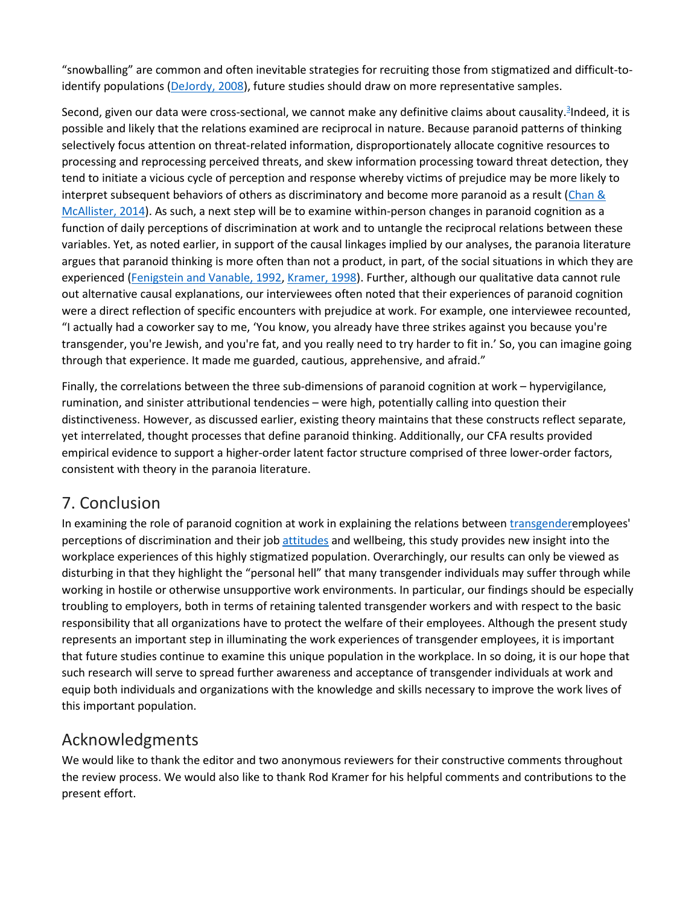"snowballing" are common and often inevitable strategies for recruiting those from stigmatized and difficult-to-identify populations (DeJordy, 2008), future studies should draw on more representative samples.

Second, given our data were cross-sectional, we cannot make any definitive claims about causality.[3] Indeed, it is possible and likely that the relations examined are reciprocal in nature. Because paranoid patterns of thinking selectively focus attention on threat-related information, disproportionately allocate cognitive resources to processing and reprocessing perceived threats, and skew information processing toward threat detection, they tend to initiate a vicious cycle of perception and response whereby victims of prejudice may be more likely to interpret subsequent behaviors of others as discriminatory and become more paranoid as a result (Chan & McAllister, 2014). As such, a next step will be to examine within-person changes in paranoid cognition as a function of daily perceptions of discrimination at work and to untangle the reciprocal relations between these variables. Yet, as noted earlier, in support of the causal linkages implied by our analyses, the paranoia literature argues that paranoid thinking is more often than not a product, in part, of the social situations in which they are experienced (Fenigstein and Vanable, 1992, Kramer, 1998). Further, although our qualitative data cannot rule out alternative causal explanations, our interviewees often noted that their experiences of paranoid cognition were a direct reflection of specific encounters with prejudice at work. For example, one interviewee recounted, "I actually had a coworker say to me, 'You know, you already have three strikes against you because you're transgender, you're Jewish, and you're fat, and you really need to try harder to fit in.' So, you can imagine going through that experience. It made me guarded, cautious, apprehensive, and afraid."

Finally, the correlations between the three sub-dimensions of paranoid cognition at work – hypervigilance, rumination, and sinister attributional tendencies – were high, potentially calling into question their distinctiveness. However, as discussed earlier, existing theory maintains that these constructs reflect separate, yet interrelated, thought processes that define paranoid thinking. Additionally, our CFA results provided empirical evidence to support a higher-order latent factor structure comprised of three lower-order factors, consistent with theory in the paranoia literature.

## 7. Conclusion

In examining the role of paranoid cognition at work in explaining the relations between transgender employees' perceptions of discrimination and their job attitudes and wellbeing, this study provides new insight into the workplace experiences of this highly stigmatized population. Overarchingly, our results can only be viewed as disturbing in that they highlight the "personal hell" that many transgender individuals may suffer through while working in hostile or otherwise unsupportive work environments. In particular, our findings should be especially troubling to employers, both in terms of retaining talented transgender workers and with respect to the basic responsibility that all organizations have to protect the welfare of their employees. Although the present study represents an important step in illuminating the work experiences of transgender employees, it is important that future studies continue to examine this unique population in the workplace. In so doing, it is our hope that such research will serve to spread further awareness and acceptance of transgender individuals at work and equip both individuals and organizations with the knowledge and skills necessary to improve the work lives of this important population.

## Acknowledgments

We would like to thank the editor and two anonymous reviewers for their constructive comments throughout the review process. We would also like to thank Rod Kramer for his helpful comments and contributions to the present effort.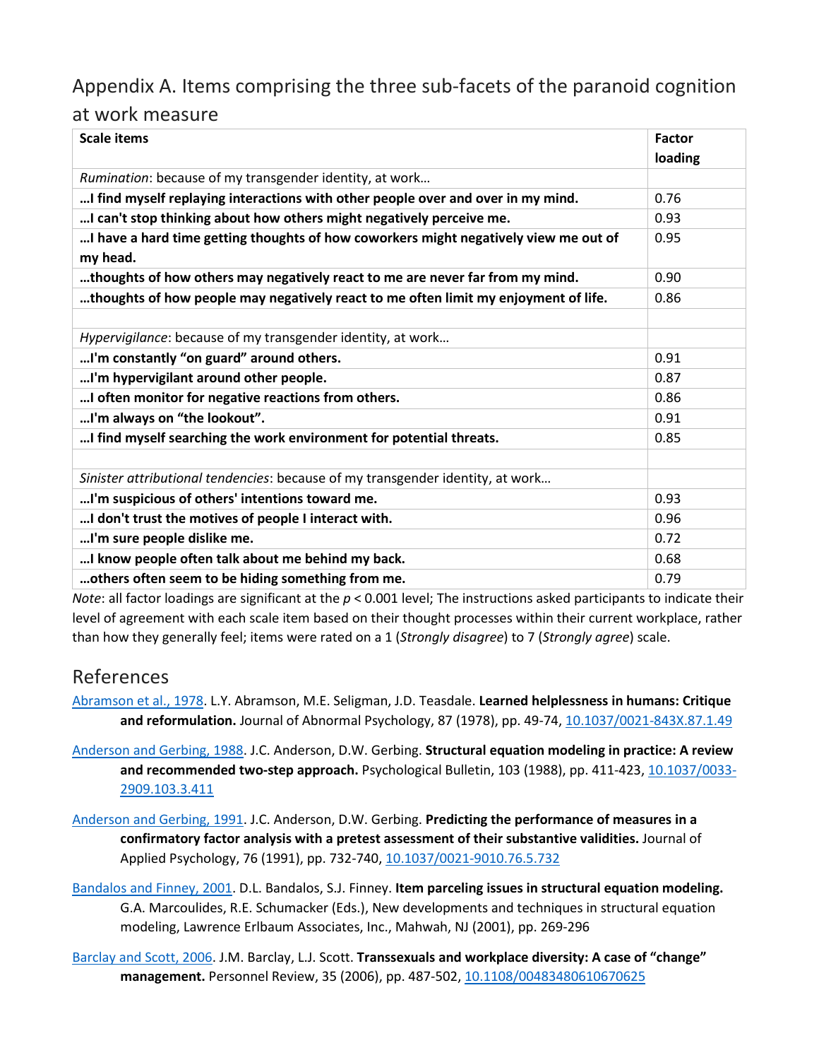## Appendix A. Items comprising the three sub-facets of the paranoid cognition at work measure

| Scale items | Factor loading |
|---|---|
| *Rumination*: because of my transgender identity, at work… | |
| **…I find myself replaying interactions with other people over and over in my mind.** | 0.76 |
| **…I can't stop thinking about how others might negatively perceive me.** | 0.93 |
| **…I have a hard time getting thoughts of how coworkers might negatively view me out of my head.** | 0.95 |
| **…thoughts of how others may negatively react to me are never far from my mind.** | 0.90 |
| **…thoughts of how people may negatively react to me often limit my enjoyment of life.** | 0.86 |
| | |
| *Hypervigilance*: because of my transgender identity, at work… | |
| **…I'm constantly "on guard" around others.** | 0.91 |
| **…I'm hypervigilant around other people.** | 0.87 |
| **…I often monitor for negative reactions from others.** | 0.86 |
| **…I'm always on "the lookout".** | 0.91 |
| **…I find myself searching the work environment for potential threats.** | 0.85 |
| | |
| *Sinister attributional tendencies*: because of my transgender identity, at work… | |
| **…I'm suspicious of others' intentions toward me.** | 0.93 |
| **…I don't trust the motives of people I interact with.** | 0.96 |
| **…I'm sure people dislike me.** | 0.72 |
| **…I know people often talk about me behind my back.** | 0.68 |
| **…others often seem to be hiding something from me.** | 0.79 |

*Note*: all factor loadings are significant at the $p < 0.001$ level; The instructions asked participants to indicate their level of agreement with each scale item based on their thought processes within their current workplace, rather than how they generally feel; items were rated on a 1 (*Strongly disagree*) to 7 (*Strongly agree*) scale.

## References

Abramson et al., 1978. L.Y. Abramson, M.E. Seligman, J.D. Teasdale. **Learned helplessness in humans: Critique and reformulation.** Journal of Abnormal Psychology, 87 (1978), pp. 49-74, 10.1037/0021-843X.87.1.49

Anderson and Gerbing, 1988. J.C. Anderson, D.W. Gerbing. **Structural equation modeling in practice: A review and recommended two-step approach.** Psychological Bulletin, 103 (1988), pp. 411-423, 10.1037/0033-2909.103.3.411

Anderson and Gerbing, 1991. J.C. Anderson, D.W. Gerbing. **Predicting the performance of measures in a confirmatory factor analysis with a pretest assessment of their substantive validities.** Journal of Applied Psychology, 76 (1991), pp. 732-740, 10.1037/0021-9010.76.5.732

Bandalos and Finney, 2001. D.L. Bandalos, S.J. Finney. **Item parceling issues in structural equation modeling.** G.A. Marcoulides, R.E. Schumacker (Eds.), New developments and techniques in structural equation modeling, Lawrence Erlbaum Associates, Inc., Mahwah, NJ (2001), pp. 269-296

Barclay and Scott, 2006. J.M. Barclay, L.J. Scott. **Transsexuals and workplace diversity: A case of "change" management.** Personnel Review, 35 (2006), pp. 487-502, 10.1108/00483480610670625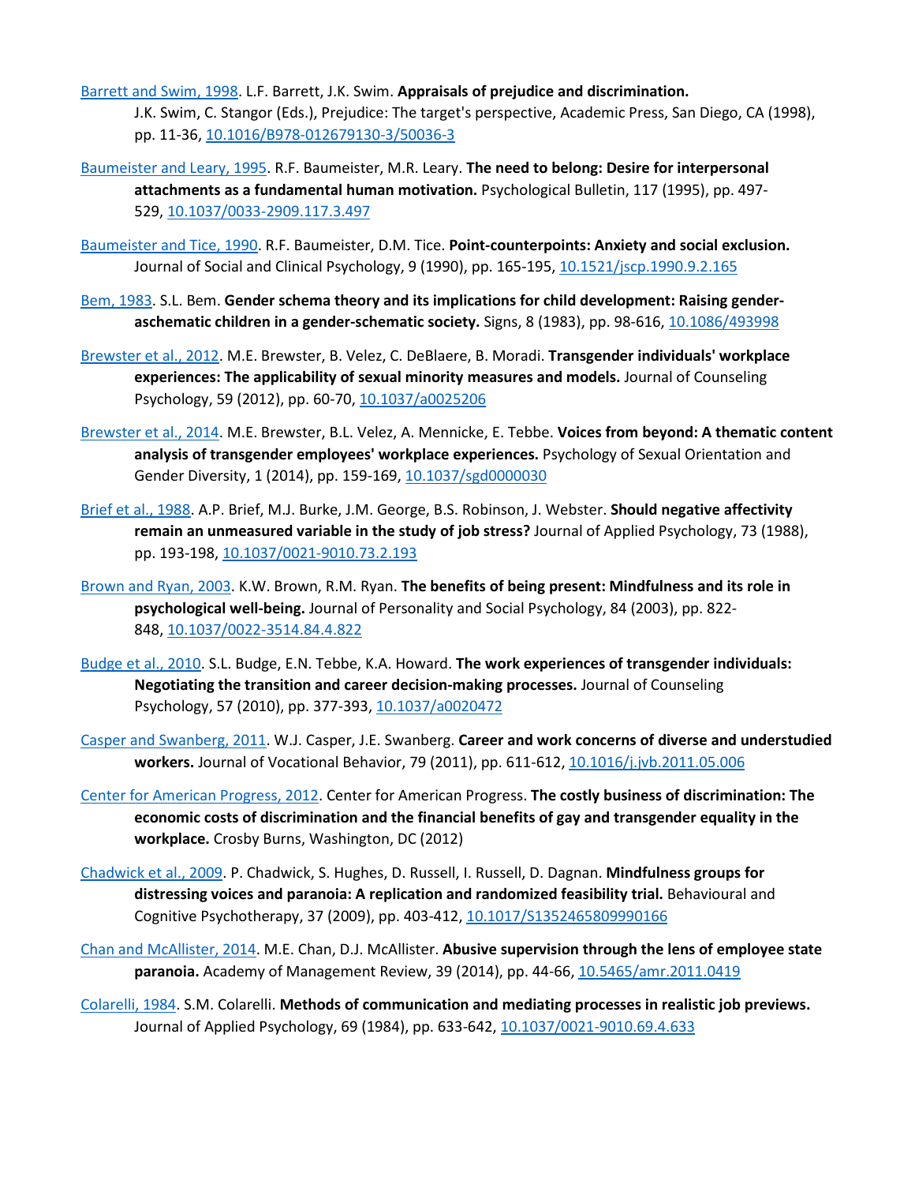Barrett and Swim, 1998. L.F. Barrett, J.K. Swim. **Appraisals of prejudice and discrimination.** J.K. Swim, C. Stangor (Eds.), Prejudice: The target's perspective, Academic Press, San Diego, CA (1998), pp. 11-36, 10.1016/B978-012679130-3/50036-3

Baumeister and Leary, 1995. R.F. Baumeister, M.R. Leary. **The need to belong: Desire for interpersonal attachments as a fundamental human motivation.** Psychological Bulletin, 117 (1995), pp. 497-529, 10.1037/0033-2909.117.3.497

Baumeister and Tice, 1990. R.F. Baumeister, D.M. Tice. **Point-counterpoints: Anxiety and social exclusion.** Journal of Social and Clinical Psychology, 9 (1990), pp. 165-195, 10.1521/jscp.1990.9.2.165

Bem, 1983. S.L. Bem. **Gender schema theory and its implications for child development: Raising gender-aschematic children in a gender-schematic society.** Signs, 8 (1983), pp. 98-616, 10.1086/493998

Brewster et al., 2012. M.E. Brewster, B. Velez, C. DeBlaere, B. Moradi. **Transgender individuals' workplace experiences: The applicability of sexual minority measures and models.** Journal of Counseling Psychology, 59 (2012), pp. 60-70, 10.1037/a0025206

Brewster et al., 2014. M.E. Brewster, B.L. Velez, A. Mennicke, E. Tebbe. **Voices from beyond: A thematic content analysis of transgender employees' workplace experiences.** Psychology of Sexual Orientation and Gender Diversity, 1 (2014), pp. 159-169, 10.1037/sgd0000030

Brief et al., 1988. A.P. Brief, M.J. Burke, J.M. George, B.S. Robinson, J. Webster. **Should negative affectivity remain an unmeasured variable in the study of job stress?** Journal of Applied Psychology, 73 (1988), pp. 193-198, 10.1037/0021-9010.73.2.193

Brown and Ryan, 2003. K.W. Brown, R.M. Ryan. **The benefits of being present: Mindfulness and its role in psychological well-being.** Journal of Personality and Social Psychology, 84 (2003), pp. 822-848, 10.1037/0022-3514.84.4.822

Budge et al., 2010. S.L. Budge, E.N. Tebbe, K.A. Howard. **The work experiences of transgender individuals: Negotiating the transition and career decision-making processes.** Journal of Counseling Psychology, 57 (2010), pp. 377-393, 10.1037/a0020472

Casper and Swanberg, 2011. W.J. Casper, J.E. Swanberg. **Career and work concerns of diverse and understudied workers.** Journal of Vocational Behavior, 79 (2011), pp. 611-612, 10.1016/j.jvb.2011.05.006

Center for American Progress, 2012. Center for American Progress. **The costly business of discrimination: The economic costs of discrimination and the financial benefits of gay and transgender equality in the workplace.** Crosby Burns, Washington, DC (2012)

Chadwick et al., 2009. P. Chadwick, S. Hughes, D. Russell, I. Russell, D. Dagnan. **Mindfulness groups for distressing voices and paranoia: A replication and randomized feasibility trial.** Behavioural and Cognitive Psychotherapy, 37 (2009), pp. 403-412, 10.1017/S1352465809990166

Chan and McAllister, 2014. M.E. Chan, D.J. McAllister. **Abusive supervision through the lens of employee state paranoia.** Academy of Management Review, 39 (2014), pp. 44-66, 10.5465/amr.2011.0419

Colarelli, 1984. S.M. Colarelli. **Methods of communication and mediating processes in realistic job previews.** Journal of Applied Psychology, 69 (1984), pp. 633-642, 10.1037/0021-9010.69.4.633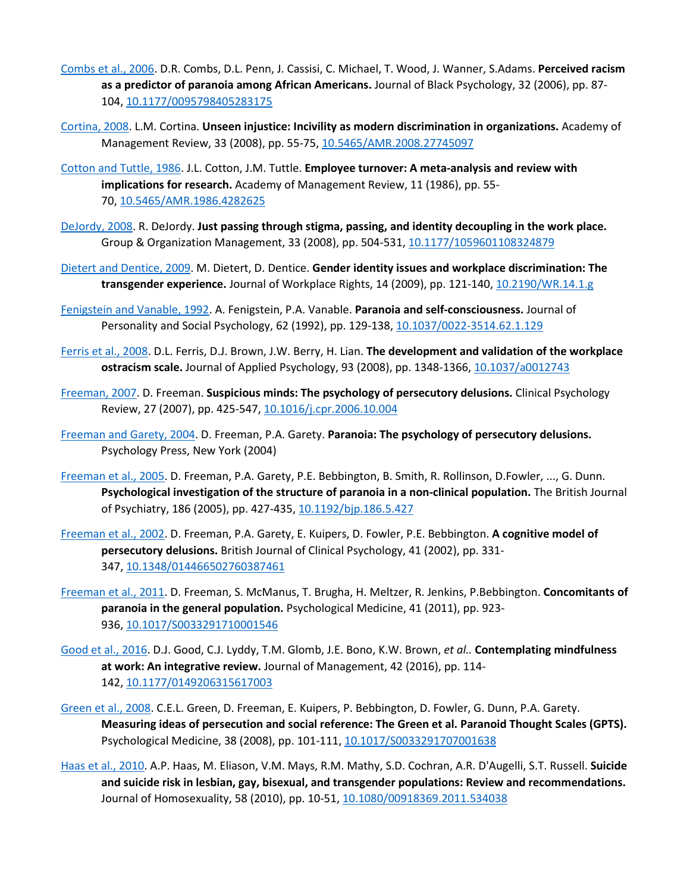Combs et al., 2006. D.R. Combs, D.L. Penn, J. Cassisi, C. Michael, T. Wood, J. Wanner, S.Adams. **Perceived racism as a predictor of paranoia among African Americans.** Journal of Black Psychology, 32 (2006), pp. 87-104, 10.1177/0095798405283175

Cortina, 2008. L.M. Cortina. **Unseen injustice: Incivility as modern discrimination in organizations.** Academy of Management Review, 33 (2008), pp. 55-75, 10.5465/AMR.2008.27745097

Cotton and Tuttle, 1986. J.L. Cotton, J.M. Tuttle. **Employee turnover: A meta-analysis and review with implications for research.** Academy of Management Review, 11 (1986), pp. 55-70, 10.5465/AMR.1986.4282625

DeJordy, 2008. R. DeJordy. **Just passing through stigma, passing, and identity decoupling in the work place.** Group & Organization Management, 33 (2008), pp. 504-531, 10.1177/1059601108324879

Dietert and Dentice, 2009. M. Dietert, D. Dentice. **Gender identity issues and workplace discrimination: The transgender experience.** Journal of Workplace Rights, 14 (2009), pp. 121-140, 10.2190/WR.14.1.g

Fenigstein and Vanable, 1992. A. Fenigstein, P.A. Vanable. **Paranoia and self-consciousness.** Journal of Personality and Social Psychology, 62 (1992), pp. 129-138, 10.1037/0022-3514.62.1.129

Ferris et al., 2008. D.L. Ferris, D.J. Brown, J.W. Berry, H. Lian. **The development and validation of the workplace ostracism scale.** Journal of Applied Psychology, 93 (2008), pp. 1348-1366, 10.1037/a0012743

Freeman, 2007. D. Freeman. **Suspicious minds: The psychology of persecutory delusions.** Clinical Psychology Review, 27 (2007), pp. 425-547, 10.1016/j.cpr.2006.10.004

Freeman and Garety, 2004. D. Freeman, P.A. Garety. **Paranoia: The psychology of persecutory delusions.** Psychology Press, New York (2004)

Freeman et al., 2005. D. Freeman, P.A. Garety, P.E. Bebbington, B. Smith, R. Rollinson, D.Fowler, ..., G. Dunn. **Psychological investigation of the structure of paranoia in a non-clinical population.** The British Journal of Psychiatry, 186 (2005), pp. 427-435, 10.1192/bjp.186.5.427

Freeman et al., 2002. D. Freeman, P.A. Garety, E. Kuipers, D. Fowler, P.E. Bebbington. **A cognitive model of persecutory delusions.** British Journal of Clinical Psychology, 41 (2002), pp. 331-347, 10.1348/014466502760387461

Freeman et al., 2011. D. Freeman, S. McManus, T. Brugha, H. Meltzer, R. Jenkins, P.Bebbington. **Concomitants of paranoia in the general population.** Psychological Medicine, 41 (2011), pp. 923-936, 10.1017/S0033291710001546

Good et al., 2016. D.J. Good, C.J. Lyddy, T.M. Glomb, J.E. Bono, K.W. Brown, *et al.*. **Contemplating mindfulness at work: An integrative review.** Journal of Management, 42 (2016), pp. 114-142, 10.1177/0149206315617003

Green et al., 2008. C.E.L. Green, D. Freeman, E. Kuipers, P. Bebbington, D. Fowler, G. Dunn, P.A. Garety. **Measuring ideas of persecution and social reference: The Green et al. Paranoid Thought Scales (GPTS).** Psychological Medicine, 38 (2008), pp. 101-111, 10.1017/S0033291707001638

Haas et al., 2010. A.P. Haas, M. Eliason, V.M. Mays, R.M. Mathy, S.D. Cochran, A.R. D'Augelli, S.T. Russell. **Suicide and suicide risk in lesbian, gay, bisexual, and transgender populations: Review and recommendations.** Journal of Homosexuality, 58 (2010), pp. 10-51, 10.1080/00918369.2011.534038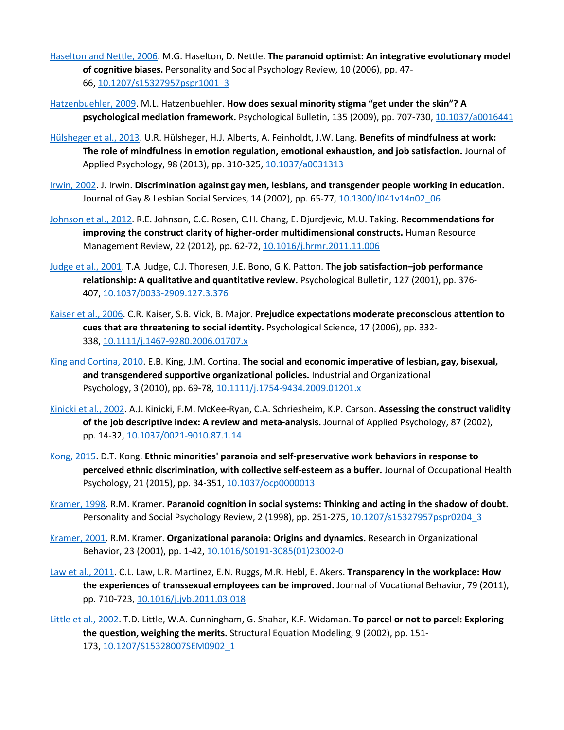Haselton and Nettle, 2006. M.G. Haselton, D. Nettle. **The paranoid optimist: An integrative evolutionary model of cognitive biases.** Personality and Social Psychology Review, 10 (2006), pp. 47-66, 10.1207/s15327957pspr1001_3

Hatzenbuehler, 2009. M.L. Hatzenbuehler. **How does sexual minority stigma "get under the skin"? A psychological mediation framework.** Psychological Bulletin, 135 (2009), pp. 707-730, 10.1037/a0016441

Hülsheger et al., 2013. U.R. Hülsheger, H.J. Alberts, A. Feinholdt, J.W. Lang. **Benefits of mindfulness at work: The role of mindfulness in emotion regulation, emotional exhaustion, and job satisfaction.** Journal of Applied Psychology, 98 (2013), pp. 310-325, 10.1037/a0031313

Irwin, 2002. J. Irwin. **Discrimination against gay men, lesbians, and transgender people working in education.** Journal of Gay & Lesbian Social Services, 14 (2002), pp. 65-77, 10.1300/J041v14n02_06

Johnson et al., 2012. R.E. Johnson, C.C. Rosen, C.H. Chang, E. Djurdjevic, M.U. Taking. **Recommendations for improving the construct clarity of higher-order multidimensional constructs.** Human Resource Management Review, 22 (2012), pp. 62-72, 10.1016/j.hrmr.2011.11.006

Judge et al., 2001. T.A. Judge, C.J. Thoresen, J.E. Bono, G.K. Patton. **The job satisfaction–job performance relationship: A qualitative and quantitative review.** Psychological Bulletin, 127 (2001), pp. 376-407, 10.1037/0033-2909.127.3.376

Kaiser et al., 2006. C.R. Kaiser, S.B. Vick, B. Major. **Prejudice expectations moderate preconscious attention to cues that are threatening to social identity.** Psychological Science, 17 (2006), pp. 332-338, 10.1111/j.1467-9280.2006.01707.x

King and Cortina, 2010. E.B. King, J.M. Cortina. **The social and economic imperative of lesbian, gay, bisexual, and transgendered supportive organizational policies.** Industrial and Organizational Psychology, 3 (2010), pp. 69-78, 10.1111/j.1754-9434.2009.01201.x

Kinicki et al., 2002. A.J. Kinicki, F.M. McKee-Ryan, C.A. Schriesheim, K.P. Carson. **Assessing the construct validity of the job descriptive index: A review and meta-analysis.** Journal of Applied Psychology, 87 (2002), pp. 14-32, 10.1037/0021-9010.87.1.14

Kong, 2015. D.T. Kong. **Ethnic minorities' paranoia and self-preservative work behaviors in response to perceived ethnic discrimination, with collective self-esteem as a buffer.** Journal of Occupational Health Psychology, 21 (2015), pp. 34-351, 10.1037/ocp0000013

Kramer, 1998. R.M. Kramer. **Paranoid cognition in social systems: Thinking and acting in the shadow of doubt.** Personality and Social Psychology Review, 2 (1998), pp. 251-275, 10.1207/s15327957pspr0204_3

Kramer, 2001. R.M. Kramer. **Organizational paranoia: Origins and dynamics.** Research in Organizational Behavior, 23 (2001), pp. 1-42, 10.1016/S0191-3085(01)23002-0

Law et al., 2011. C.L. Law, L.R. Martinez, E.N. Ruggs, M.R. Hebl, E. Akers. **Transparency in the workplace: How the experiences of transsexual employees can be improved.** Journal of Vocational Behavior, 79 (2011), pp. 710-723, 10.1016/j.jvb.2011.03.018

Little et al., 2002. T.D. Little, W.A. Cunningham, G. Shahar, K.F. Widaman. **To parcel or not to parcel: Exploring the question, weighing the merits.** Structural Equation Modeling, 9 (2002), pp. 151-173, 10.1207/S15328007SEM0902_1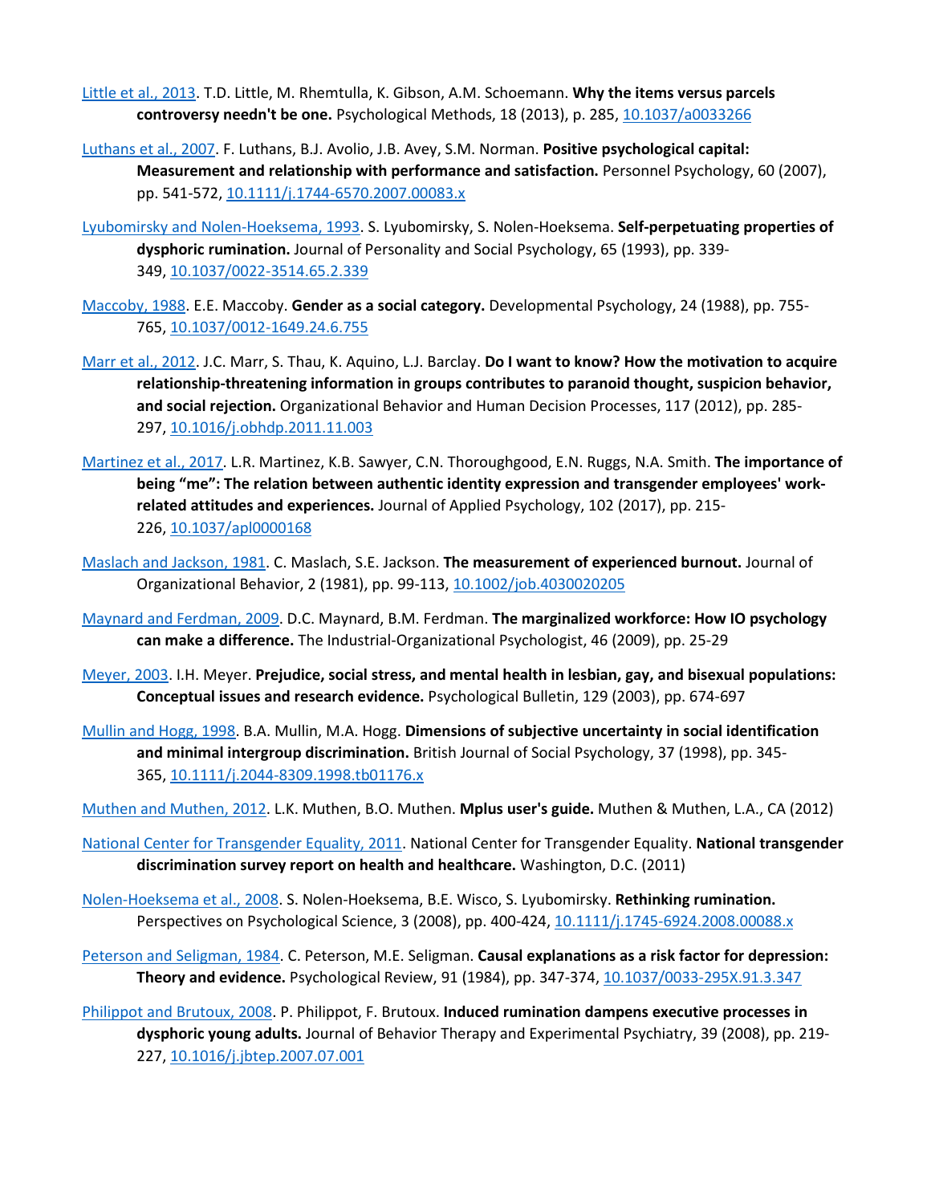Little et al., 2013. T.D. Little, M. Rhemtulla, K. Gibson, A.M. Schoemann. **Why the items versus parcels controversy needn't be one.** Psychological Methods, 18 (2013), p. 285, 10.1037/a0033266

Luthans et al., 2007. F. Luthans, B.J. Avolio, J.B. Avey, S.M. Norman. **Positive psychological capital: Measurement and relationship with performance and satisfaction.** Personnel Psychology, 60 (2007), pp. 541-572, 10.1111/j.1744-6570.2007.00083.x

Lyubomirsky and Nolen-Hoeksema, 1993. S. Lyubomirsky, S. Nolen-Hoeksema. **Self-perpetuating properties of dysphoric rumination.** Journal of Personality and Social Psychology, 65 (1993), pp. 339-349, 10.1037/0022-3514.65.2.339

Maccoby, 1988. E.E. Maccoby. **Gender as a social category.** Developmental Psychology, 24 (1988), pp. 755-765, 10.1037/0012-1649.24.6.755

Marr et al., 2012. J.C. Marr, S. Thau, K. Aquino, L.J. Barclay. **Do I want to know? How the motivation to acquire relationship-threatening information in groups contributes to paranoid thought, suspicion behavior, and social rejection.** Organizational Behavior and Human Decision Processes, 117 (2012), pp. 285-297, 10.1016/j.obhdp.2011.11.003

Martinez et al., 2017. L.R. Martinez, K.B. Sawyer, C.N. Thoroughgood, E.N. Ruggs, N.A. Smith. **The importance of being "me": The relation between authentic identity expression and transgender employees' work-related attitudes and experiences.** Journal of Applied Psychology, 102 (2017), pp. 215-226, 10.1037/apl0000168

Maslach and Jackson, 1981. C. Maslach, S.E. Jackson. **The measurement of experienced burnout.** Journal of Organizational Behavior, 2 (1981), pp. 99-113, 10.1002/job.4030020205

Maynard and Ferdman, 2009. D.C. Maynard, B.M. Ferdman. **The marginalized workforce: How IO psychology can make a difference.** The Industrial-Organizational Psychologist, 46 (2009), pp. 25-29

Meyer, 2003. I.H. Meyer. **Prejudice, social stress, and mental health in lesbian, gay, and bisexual populations: Conceptual issues and research evidence.** Psychological Bulletin, 129 (2003), pp. 674-697

Mullin and Hogg, 1998. B.A. Mullin, M.A. Hogg. **Dimensions of subjective uncertainty in social identification and minimal intergroup discrimination.** British Journal of Social Psychology, 37 (1998), pp. 345-365, 10.1111/j.2044-8309.1998.tb01176.x

Muthen and Muthen, 2012. L.K. Muthen, B.O. Muthen. **Mplus user's guide.** Muthen & Muthen, L.A., CA (2012)

National Center for Transgender Equality, 2011. National Center for Transgender Equality. **National transgender discrimination survey report on health and healthcare.** Washington, D.C. (2011)

Nolen-Hoeksema et al., 2008. S. Nolen-Hoeksema, B.E. Wisco, S. Lyubomirsky. **Rethinking rumination.** Perspectives on Psychological Science, 3 (2008), pp. 400-424, 10.1111/j.1745-6924.2008.00088.x

Peterson and Seligman, 1984. C. Peterson, M.E. Seligman. **Causal explanations as a risk factor for depression: Theory and evidence.** Psychological Review, 91 (1984), pp. 347-374, 10.1037/0033-295X.91.3.347

Philippot and Brutoux, 2008. P. Philippot, F. Brutoux. **Induced rumination dampens executive processes in dysphoric young adults.** Journal of Behavior Therapy and Experimental Psychiatry, 39 (2008), pp. 219-227, 10.1016/j.jbtep.2007.07.001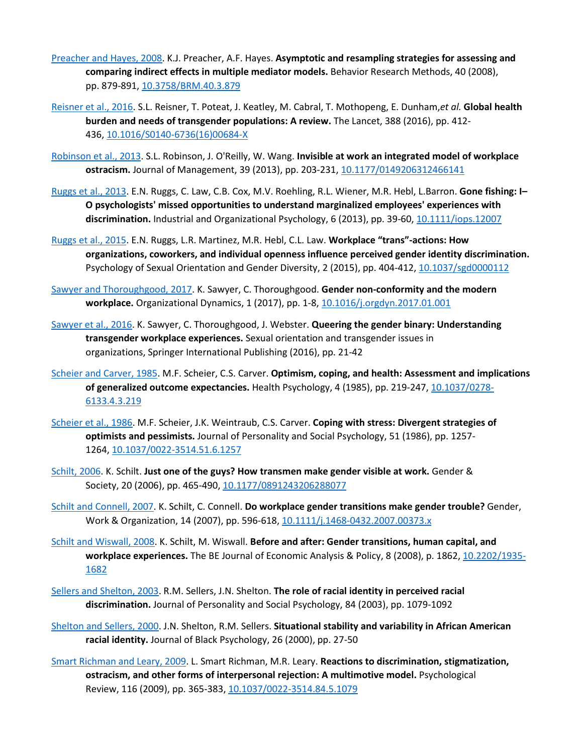Preacher and Hayes, 2008. K.J. Preacher, A.F. Hayes. **Asymptotic and resampling strategies for assessing and comparing indirect effects in multiple mediator models.** Behavior Research Methods, 40 (2008), pp. 879-891, 10.3758/BRM.40.3.879

Reisner et al., 2016. S.L. Reisner, T. Poteat, J. Keatley, M. Cabral, T. Mothopeng, E. Dunham,*et al.* **Global health burden and needs of transgender populations: A review.** The Lancet, 388 (2016), pp. 412-436, 10.1016/S0140-6736(16)00684-X

Robinson et al., 2013. S.L. Robinson, J. O'Reilly, W. Wang. **Invisible at work an integrated model of workplace ostracism.** Journal of Management, 39 (2013), pp. 203-231, 10.1177/0149206312466141

Ruggs et al., 2013. E.N. Ruggs, C. Law, C.B. Cox, M.V. Roehling, R.L. Wiener, M.R. Hebl, L.Barron. **Gone fishing: I–O psychologists' missed opportunities to understand marginalized employees' experiences with discrimination.** Industrial and Organizational Psychology, 6 (2013), pp. 39-60, 10.1111/iops.12007

Ruggs et al., 2015. E.N. Ruggs, L.R. Martinez, M.R. Hebl, C.L. Law. **Workplace "trans"-actions: How organizations, coworkers, and individual openness influence perceived gender identity discrimination.** Psychology of Sexual Orientation and Gender Diversity, 2 (2015), pp. 404-412, 10.1037/sgd0000112

Sawyer and Thoroughgood, 2017. K. Sawyer, C. Thoroughgood. **Gender non-conformity and the modern workplace.** Organizational Dynamics, 1 (2017), pp. 1-8, 10.1016/j.orgdyn.2017.01.001

Sawyer et al., 2016. K. Sawyer, C. Thoroughgood, J. Webster. **Queering the gender binary: Understanding transgender workplace experiences.** Sexual orientation and transgender issues in organizations, Springer International Publishing (2016), pp. 21-42

Scheier and Carver, 1985. M.F. Scheier, C.S. Carver. **Optimism, coping, and health: Assessment and implications of generalized outcome expectancies.** Health Psychology, 4 (1985), pp. 219-247, 10.1037/0278-6133.4.3.219

Scheier et al., 1986. M.F. Scheier, J.K. Weintraub, C.S. Carver. **Coping with stress: Divergent strategies of optimists and pessimists.** Journal of Personality and Social Psychology, 51 (1986), pp. 1257-1264, 10.1037/0022-3514.51.6.1257

Schilt, 2006. K. Schilt. **Just one of the guys? How transmen make gender visible at work.** Gender & Society, 20 (2006), pp. 465-490, 10.1177/0891243206288077

Schilt and Connell, 2007. K. Schilt, C. Connell. **Do workplace gender transitions make gender trouble?** Gender, Work & Organization, 14 (2007), pp. 596-618, 10.1111/j.1468-0432.2007.00373.x

Schilt and Wiswall, 2008. K. Schilt, M. Wiswall. **Before and after: Gender transitions, human capital, and workplace experiences.** The BE Journal of Economic Analysis & Policy, 8 (2008), p. 1862, 10.2202/1935-1682

Sellers and Shelton, 2003. R.M. Sellers, J.N. Shelton. **The role of racial identity in perceived racial discrimination.** Journal of Personality and Social Psychology, 84 (2003), pp. 1079-1092

Shelton and Sellers, 2000. J.N. Shelton, R.M. Sellers. **Situational stability and variability in African American racial identity.** Journal of Black Psychology, 26 (2000), pp. 27-50

Smart Richman and Leary, 2009. L. Smart Richman, M.R. Leary. **Reactions to discrimination, stigmatization, ostracism, and other forms of interpersonal rejection: A multimotive model.** Psychological Review, 116 (2009), pp. 365-383, 10.1037/0022-3514.84.5.1079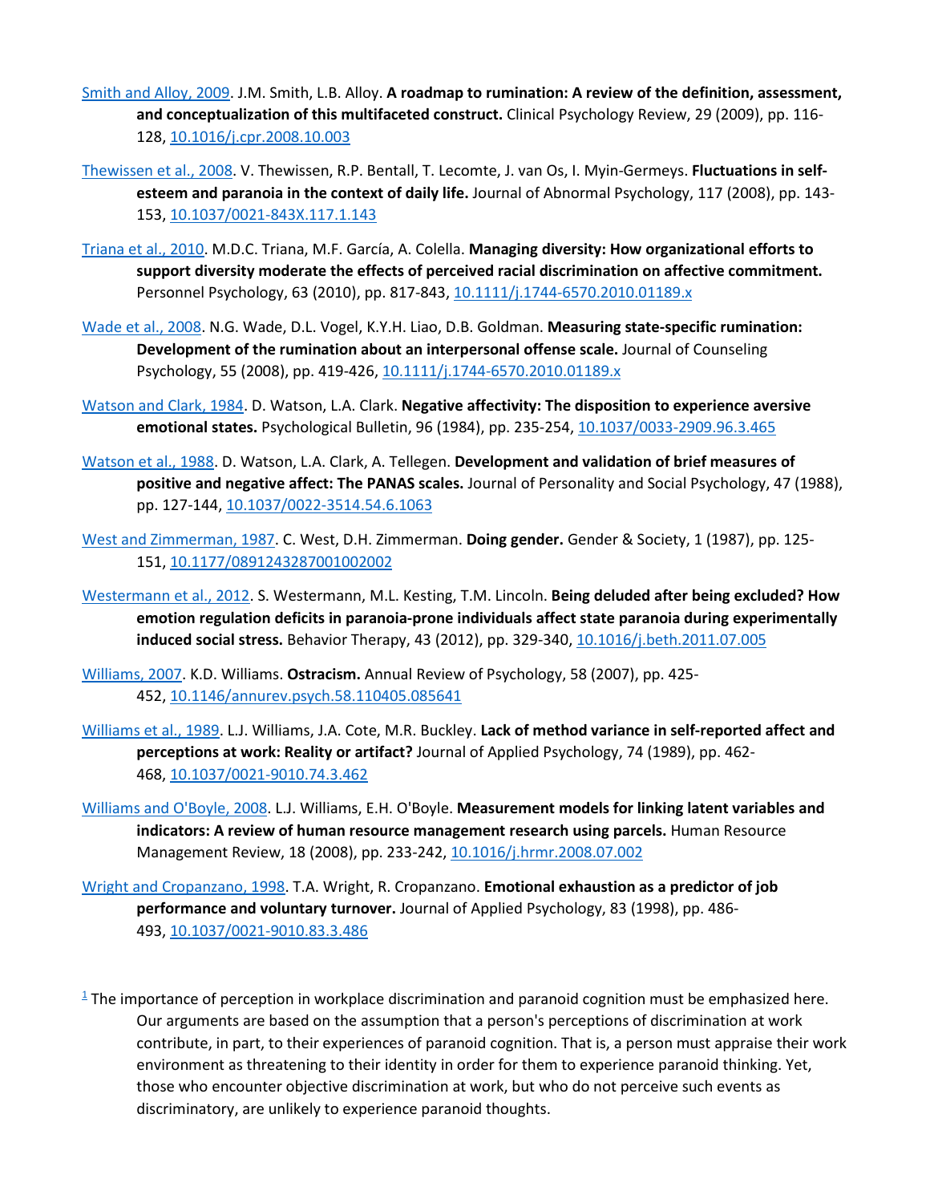Smith and Alloy, 2009. J.M. Smith, L.B. Alloy. **A roadmap to rumination: A review of the definition, assessment, and conceptualization of this multifaceted construct.** Clinical Psychology Review, 29 (2009), pp. 116-128, 10.1016/j.cpr.2008.10.003

Thewissen et al., 2008. V. Thewissen, R.P. Bentall, T. Lecomte, J. van Os, I. Myin-Germeys. **Fluctuations in self-esteem and paranoia in the context of daily life.** Journal of Abnormal Psychology, 117 (2008), pp. 143-153, 10.1037/0021-843X.117.1.143

Triana et al., 2010. M.D.C. Triana, M.F. García, A. Colella. **Managing diversity: How organizational efforts to support diversity moderate the effects of perceived racial discrimination on affective commitment.** Personnel Psychology, 63 (2010), pp. 817-843, 10.1111/j.1744-6570.2010.01189.x

Wade et al., 2008. N.G. Wade, D.L. Vogel, K.Y.H. Liao, D.B. Goldman. **Measuring state-specific rumination: Development of the rumination about an interpersonal offense scale.** Journal of Counseling Psychology, 55 (2008), pp. 419-426, 10.1111/j.1744-6570.2010.01189.x

Watson and Clark, 1984. D. Watson, L.A. Clark. **Negative affectivity: The disposition to experience aversive emotional states.** Psychological Bulletin, 96 (1984), pp. 235-254, 10.1037/0033-2909.96.3.465

Watson et al., 1988. D. Watson, L.A. Clark, A. Tellegen. **Development and validation of brief measures of positive and negative affect: The PANAS scales.** Journal of Personality and Social Psychology, 47 (1988), pp. 127-144, 10.1037/0022-3514.54.6.1063

West and Zimmerman, 1987. C. West, D.H. Zimmerman. **Doing gender.** Gender & Society, 1 (1987), pp. 125-151, 10.1177/0891243287001002002

Westermann et al., 2012. S. Westermann, M.L. Kesting, T.M. Lincoln. **Being deluded after being excluded? How emotion regulation deficits in paranoia-prone individuals affect state paranoia during experimentally induced social stress.** Behavior Therapy, 43 (2012), pp. 329-340, 10.1016/j.beth.2011.07.005

Williams, 2007. K.D. Williams. **Ostracism.** Annual Review of Psychology, 58 (2007), pp. 425-452, 10.1146/annurev.psych.58.110405.085641

Williams et al., 1989. L.J. Williams, J.A. Cote, M.R. Buckley. **Lack of method variance in self-reported affect and perceptions at work: Reality or artifact?** Journal of Applied Psychology, 74 (1989), pp. 462-468, 10.1037/0021-9010.74.3.462

Williams and O'Boyle, 2008. L.J. Williams, E.H. O'Boyle. **Measurement models for linking latent variables and indicators: A review of human resource management research using parcels.** Human Resource Management Review, 18 (2008), pp. 233-242, 10.1016/j.hrmr.2008.07.002

Wright and Cropanzano, 1998. T.A. Wright, R. Cropanzano. **Emotional exhaustion as a predictor of job performance and voluntary turnover.** Journal of Applied Psychology, 83 (1998), pp. 486-493, 10.1037/0021-9010.83.3.486

[1] The importance of perception in workplace discrimination and paranoid cognition must be emphasized here. Our arguments are based on the assumption that a person's perceptions of discrimination at work contribute, in part, to their experiences of paranoid cognition. That is, a person must appraise their work environment as threatening to their identity in order for them to experience paranoid thinking. Yet, those who encounter objective discrimination at work, but who do not perceive such events as discriminatory, are unlikely to experience paranoid thoughts.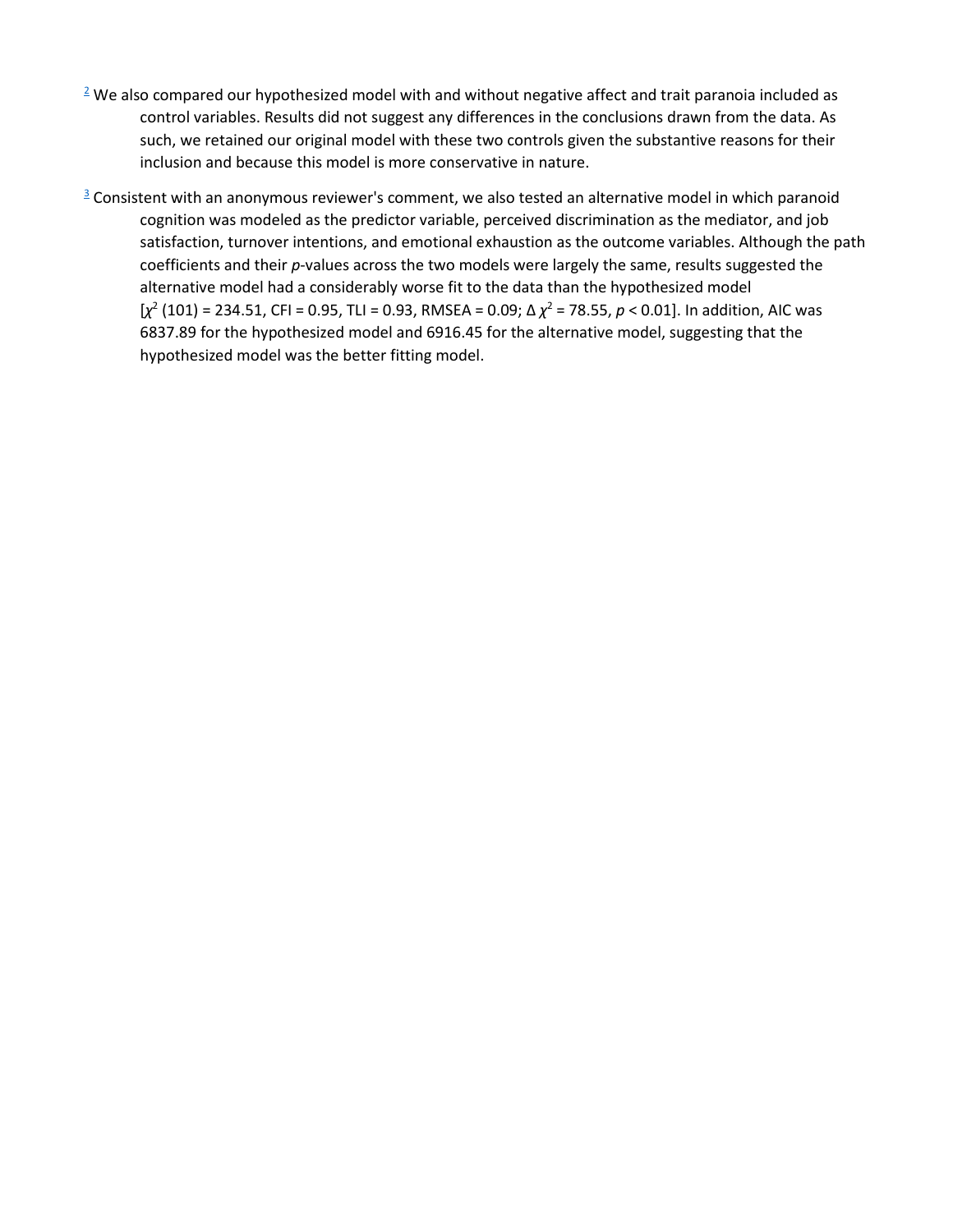[2] We also compared our hypothesized model with and without negative affect and trait paranoia included as control variables. Results did not suggest any differences in the conclusions drawn from the data. As such, we retained our original model with these two controls given the substantive reasons for their inclusion and because this model is more conservative in nature.

[3] Consistent with an anonymous reviewer's comment, we also tested an alternative model in which paranoid cognition was modeled as the predictor variable, perceived discrimination as the mediator, and job satisfaction, turnover intentions, and emotional exhaustion as the outcome variables. Although the path coefficients and their *p*-values across the two models were largely the same, results suggested the alternative model had a considerably worse fit to the data than the hypothesized model [$\chi^2$ (101) = 234.51, CFI = 0.95, TLI = 0.93, RMSEA = 0.09; $\Delta\chi^2$ = 78.55, $p < 0.01$]. In addition, AIC was 6837.89 for the hypothesized model and 6916.45 for the alternative model, suggesting that the hypothesized model was the better fitting model.